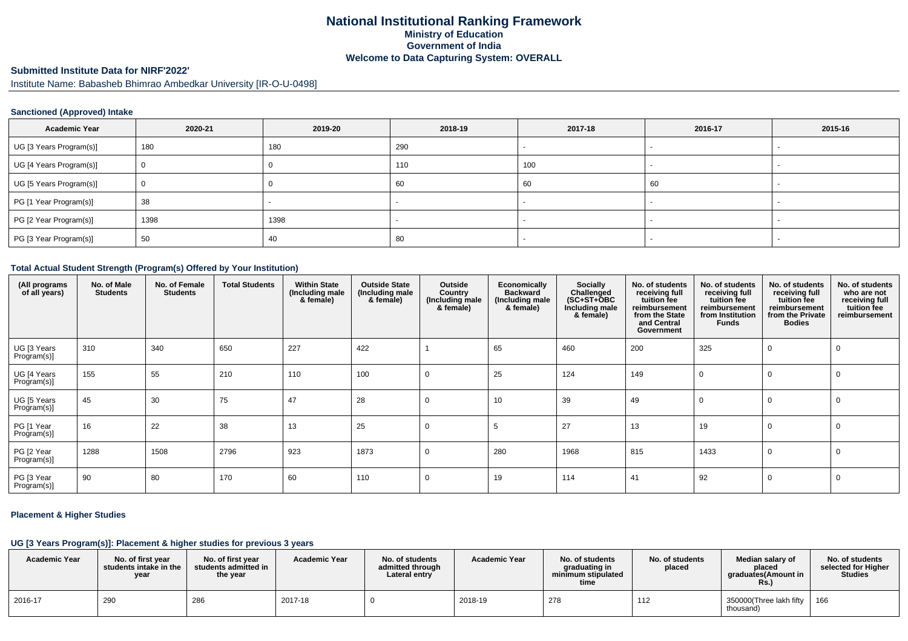# National Institutional Ranking Framework
## Ministry of Education
## Government of India
## Welcome to Data Capturing System: OVERALL

**Submitted Institute Data for NIRF'2022'**

Institute Name: Babasheb Bhimrao Ambedkar University [IR-O-U-0498]

### Sanctioned (Approved) Intake

| Academic Year | 2020-21 | 2019-20 | 2018-19 | 2017-18 | 2016-17 | 2015-16 |
|---|---|---|---|---|---|---|
| UG [3 Years Program(s)] | 180 | 180 | 290 | - | - | - |
| UG [4 Years Program(s)] | 0 | 0 | 110 | 100 | - | - |
| UG [5 Years Program(s)] | 0 | 0 | 60 | 60 | 60 | - |
| PG [1 Year Program(s)] | 38 | - | - | - | - | - |
| PG [2 Year Program(s)] | 1398 | 1398 | - | - | - | - |
| PG [3 Year Program(s)] | 50 | 40 | 80 | - | - | - |

### Total Actual Student Strength (Program(s) Offered by Your Institution)

| (All programs of all years) | No. of Male Students | No. of Female Students | Total Students | Within State (Including male & female) | Outside State (Including male & female) | Outside Country (Including male & female) | Economically Backward (Including male & female) | Socially Challenged (SC+ST+OBC Including male & female) | No. of students receiving full tuition fee reimbursement from the State and Central Government | No. of students receiving full tuition fee reimbursement from Institution Funds | No. of students receiving full tuition fee reimbursement from the Private Bodies | No. of students who are not receiving full tuition fee reimbursement |
|---|---|---|---|---|---|---|---|---|---|---|---|---|
| UG [3 Years Program(s)] | 310 | 340 | 650 | 227 | 422 | 1 | 65 | 460 | 200 | 325 | 0 | 0 |
| UG [4 Years Program(s)] | 155 | 55 | 210 | 110 | 100 | 0 | 25 | 124 | 149 | 0 | 0 | 0 |
| UG [5 Years Program(s)] | 45 | 30 | 75 | 47 | 28 | 0 | 10 | 39 | 49 | 0 | 0 | 0 |
| PG [1 Year Program(s)] | 16 | 22 | 38 | 13 | 25 | 0 | 5 | 27 | 13 | 19 | 0 | 0 |
| PG [2 Year Program(s)] | 1288 | 1508 | 2796 | 923 | 1873 | 0 | 280 | 1968 | 815 | 1433 | 0 | 0 |
| PG [3 Year Program(s)] | 90 | 80 | 170 | 60 | 110 | 0 | 19 | 114 | 41 | 92 | 0 | 0 |

### Placement & Higher Studies

#### UG [3 Years Program(s)]: Placement & higher studies for previous 3 years

| Academic Year | No. of first year students intake in the year | No. of first year students admitted in the year | Academic Year | No. of students admitted through Lateral entry | Academic Year | No. of students graduating in minimum stipulated time | No. of students placed | Median salary of placed graduates(Amount in Rs.) | No. of students selected for Higher Studies |
|---|---|---|---|---|---|---|---|---|---|
| 2016-17 | 290 | 286 | 2017-18 | 0 | 2018-19 | 278 | 112 | 350000(Three lakh fifty thousand) | 166 |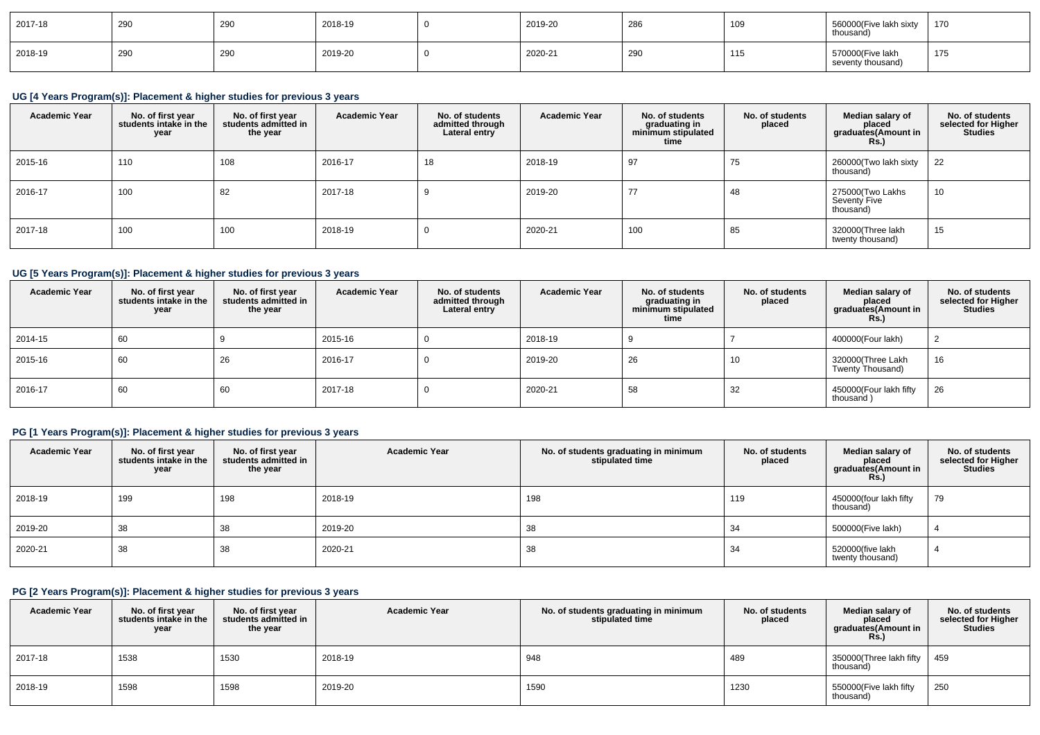| 2017-18 | 290 | 290 | 2018-19 | 0 | 2019-20 | 286 | 109 | 560000(Five lakh sixty thousand) | 170 |
|---|---|---|---|---|---|---|---|---|---|
| 2018-19 | 290 | 290 | 2019-20 | 0 | 2020-21 | 290 | 115 | 570000(Five lakh seventy thousand) | 175 |

### UG [4 Years Program(s)]: Placement & higher studies for previous 3 years

| Academic Year | No. of first year students intake in the year | No. of first year students admitted in the year | Academic Year | No. of students admitted through Lateral entry | Academic Year | No. of students graduating in minimum stipulated time | No. of students placed | Median salary of placed graduates(Amount in Rs.) | No. of students selected for Higher Studies |
|---|---|---|---|---|---|---|---|---|---|
| 2015-16 | 110 | 108 | 2016-17 | 18 | 2018-19 | 97 | 75 | 260000(Two lakh sixty thousand) | 22 |
| 2016-17 | 100 | 82 | 2017-18 | 9 | 2019-20 | 77 | 48 | 275000(Two Lakhs Seventy Five thousand) | 10 |
| 2017-18 | 100 | 100 | 2018-19 | 0 | 2020-21 | 100 | 85 | 320000(Three lakh twenty thousand) | 15 |

### UG [5 Years Program(s)]: Placement & higher studies for previous 3 years

| Academic Year | No. of first year students intake in the year | No. of first year students admitted in the year | Academic Year | No. of students admitted through Lateral entry | Academic Year | No. of students graduating in minimum stipulated time | No. of students placed | Median salary of placed graduates(Amount in Rs.) | No. of students selected for Higher Studies |
|---|---|---|---|---|---|---|---|---|---|
| 2014-15 | 60 | 9 | 2015-16 | 0 | 2018-19 | 9 | 7 | 400000(Four lakh) | 2 |
| 2015-16 | 60 | 26 | 2016-17 | 0 | 2019-20 | 26 | 10 | 320000(Three Lakh Twenty Thousand) | 16 |
| 2016-17 | 60 | 60 | 2017-18 | 0 | 2020-21 | 58 | 32 | 450000(Four lakh fifty thousand ) | 26 |

### PG [1 Years Program(s)]: Placement & higher studies for previous 3 years

| Academic Year | No. of first year students intake in the year | No. of first year students admitted in the year | Academic Year | No. of students graduating in minimum stipulated time | No. of students placed | Median salary of placed graduates(Amount in Rs.) | No. of students selected for Higher Studies |
|---|---|---|---|---|---|---|---|
| 2018-19 | 199 | 198 | 2018-19 | 198 | 119 | 450000(four lakh fifty thousand) | 79 |
| 2019-20 | 38 | 38 | 2019-20 | 38 | 34 | 500000(Five lakh) | 4 |
| 2020-21 | 38 | 38 | 2020-21 | 38 | 34 | 520000(five lakh twenty thousand) | 4 |

### PG [2 Years Program(s)]: Placement & higher studies for previous 3 years

| Academic Year | No. of first year students intake in the year | No. of first year students admitted in the year | Academic Year | No. of students graduating in minimum stipulated time | No. of students placed | Median salary of placed graduates(Amount in Rs.) | No. of students selected for Higher Studies |
|---|---|---|---|---|---|---|---|
| 2017-18 | 1538 | 1530 | 2018-19 | 948 | 489 | 350000(Three lakh fifty thousand) | 459 |
| 2018-19 | 1598 | 1598 | 2019-20 | 1590 | 1230 | 550000(Five lakh fifty thousand) | 250 |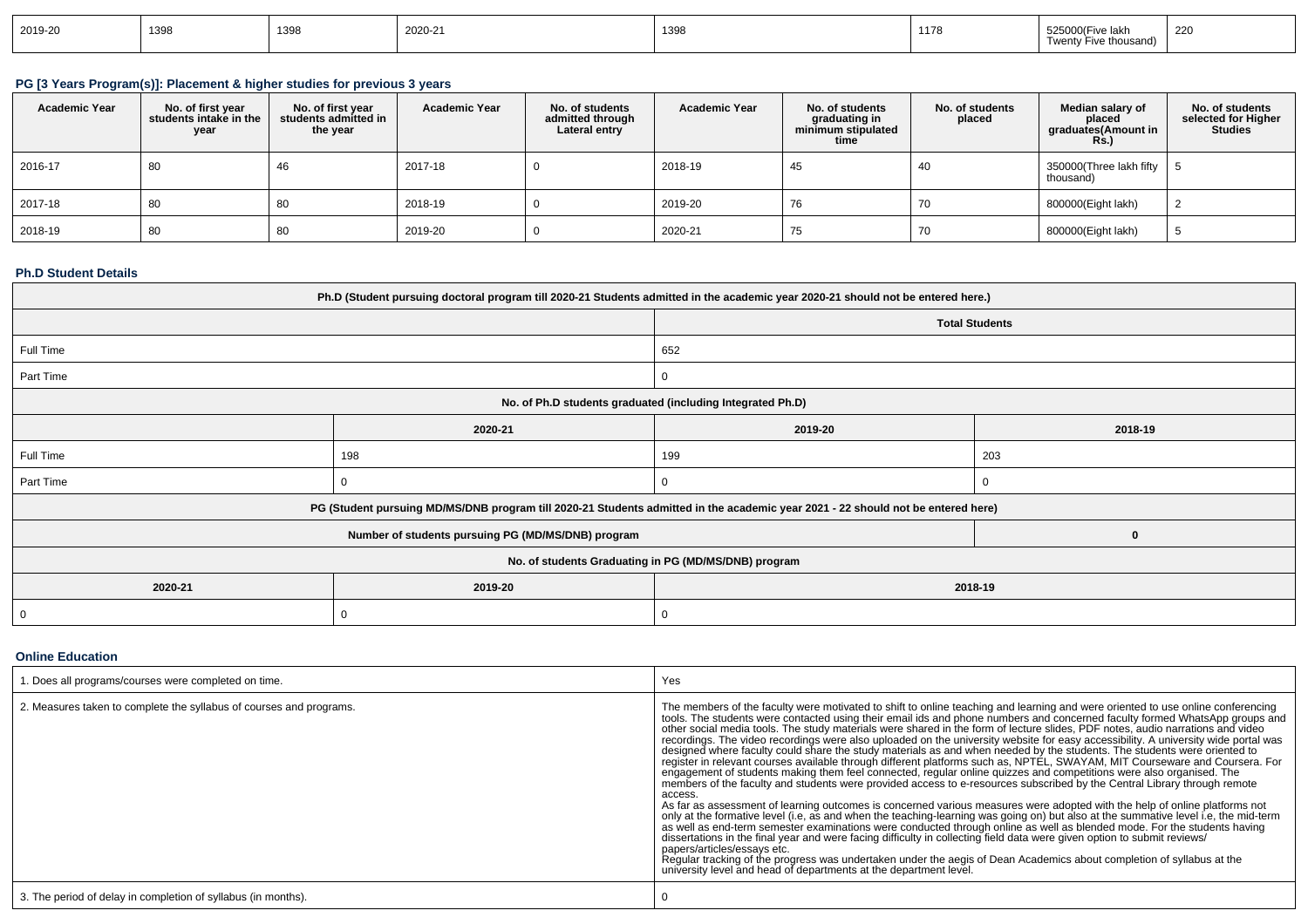| 2019-20 | 1398 | 1398 | 2020-21 | 1398 | 1178 | 525000(Five lakh Twenty Five thousand) | 220 |
|---|---|---|---|---|---|---|---|

### PG [3 Years Program(s)]: Placement & higher studies for previous 3 years

| Academic Year | No. of first year students intake in the year | No. of first year students admitted in the year | Academic Year | No. of students admitted through Lateral entry | Academic Year | No. of students graduating in minimum stipulated time | No. of students placed | Median salary of placed graduates(Amount in Rs.) | No. of students selected for Higher Studies |
|---|---|---|---|---|---|---|---|---|---|
| 2016-17 | 80 | 46 | 2017-18 | 0 | 2018-19 | 45 | 40 | 350000(Three lakh fifty thousand) | 5 |
| 2017-18 | 80 | 80 | 2018-19 | 0 | 2019-20 | 76 | 70 | 800000(Eight lakh) | 2 |
| 2018-19 | 80 | 80 | 2019-20 | 0 | 2020-21 | 75 | 70 | 800000(Eight lakh) | 5 |

### Ph.D Student Details

| Ph.D (Student pursuing doctoral program till 2020-21 Students admitted in the academic year 2020-21 should not be entered here.) | | | |
|---|---|---|---|
| | | Total Students | |
| Full Time | | 652 | |
| Part Time | | 0 | |
| No. of Ph.D students graduated (including Integrated Ph.D) | | | |
| | 2020-21 | 2019-20 | 2018-19 |
| Full Time | 198 | 199 | 203 |
| Part Time | 0 | 0 | 0 |
| PG (Student pursuing MD/MS/DNB program till 2020-21 Students admitted in the academic year 2021 - 22 should not be entered here) | | | |
| Number of students pursuing PG (MD/MS/DNB) program | | | 0 |
| No. of students Graduating in PG (MD/MS/DNB) program | | | |
| 2020-21 | 2019-20 | 2018-19 | |
| 0 | 0 | 0 | |

### Online Education

| | |
|---|---|
| 1. Does all programs/courses were completed on time. | Yes |
| 2. Measures taken to complete the syllabus of courses and programs. | The members of the faculty were motivated to shift to online teaching and learning and were oriented to use online conferencing tools. The students were contacted using their email ids and phone numbers and concerned faculty formed WhatsApp groups and other social media tools. The study materials were shared in the form of lecture slides, PDF notes, audio narrations and video recordings. The video recordings were also uploaded on the university website for easy accessibility. A university wide portal was designed where faculty could share the study materials as and when needed by the students. The students were oriented to register in relevant courses available through different platforms such as, NPTEL, SWAYAM, MIT Courseware and Coursera. For engagement of students making them feel connected, regular online quizzes and competitions were also organised. The members of the faculty and students were provided access to e-resources subscribed by the Central Library through remote access.<br>As far as assessment of learning outcomes is concerned various measures were adopted with the help of online platforms not only at the formative level (i.e, as and when the teaching-learning was going on) but also at the summative level i.e, the mid-term as well as end-term semester examinations were conducted through online as well as blended mode. For the students having dissertations in the final year and were facing difficulty in collecting field data were given option to submit reviews/ papers/articles/essays etc.<br>Regular tracking of the progress was undertaken under the aegis of Dean Academics about completion of syllabus at the university level and head of departments at the department level. |
| 3. The period of delay in completion of syllabus (in months). | 0 |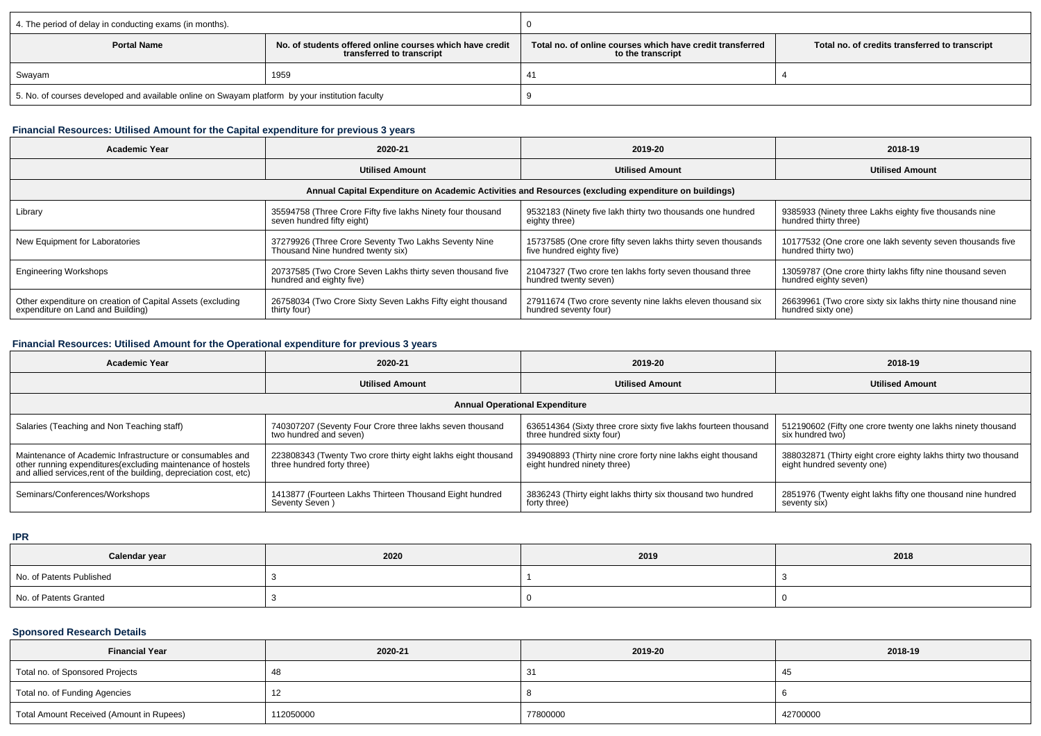| 4. The period of delay in conducting exams (in months). | | 0 | |
|---|---|---|---|
| **Portal Name** | **No. of students offered online courses which have credit transferred to transcript** | **Total no. of online courses which have credit transferred to the transcript** | **Total no. of credits transferred to transcript** |
| Swayam | 1959 | 41 | 4 |
| 5. No. of courses developed and available online on Swayam platform by your institution faculty | | 9 | |

### Financial Resources: Utilised Amount for the Capital expenditure for previous 3 years

| Academic Year | 2020-21 | 2019-20 | 2018-19 |
|---|---|---|---|
| | **Utilised Amount** | **Utilised Amount** | **Utilised Amount** |
| **Annual Capital Expenditure on Academic Activities and Resources (excluding expenditure on buildings)** | | | |
| Library | 35594758 (Three Crore Fifty five lakhs Ninety four thousand seven hundred fifty eight) | 9532183 (Ninety five lakh thirty two thousands one hundred eighty three) | 9385933 (Ninety three Lakhs eighty five thousands nine hundred thirty three) |
| New Equipment for Laboratories | 37279926 (Three Crore Seventy Two Lakhs Seventy Nine Thousand Nine hundred twenty six) | 15737585 (One crore fifty seven lakhs thirty seven thousands five hundred eighty five) | 10177532 (One crore one lakh seventy seven thousands five hundred thirty two) |
| Engineering Workshops | 20737585 (Two Crore Seven Lakhs thirty seven thousand five hundred and eighty five) | 21047327 (Two crore ten lakhs forty seven thousand three hundred twenty seven) | 13059787 (One crore thirty lakhs fifty nine thousand seven hundred eighty seven) |
| Other expenditure on creation of Capital Assets (excluding expenditure on Land and Building) | 26758034 (Two Crore Sixty Seven Lakhs Fifty eight thousand thirty four) | 27911674 (Two crore seventy nine lakhs eleven thousand six hundred seventy four) | 26639961 (Two crore sixty six lakhs thirty nine thousand nine hundred sixty one) |

### Financial Resources: Utilised Amount for the Operational expenditure for previous 3 years

| Academic Year | 2020-21 | 2019-20 | 2018-19 |
|---|---|---|---|
| | **Utilised Amount** | **Utilised Amount** | **Utilised Amount** |
| **Annual Operational Expenditure** | | | |
| Salaries (Teaching and Non Teaching staff) | 740307207 (Seventy Four Crore three lakhs seven thousand two hundred and seven) | 636514364 (Sixty three crore sixty five lakhs fourteen thousand three hundred sixty four) | 512190602 (Fifty one crore twenty one lakhs ninety thousand six hundred two) |
| Maintenance of Academic Infrastructure or consumables and other running expenditures(excluding maintenance of hostels and allied services,rent of the building, depreciation cost, etc) | 223808343 (Twenty Two crore thirty eight lakhs eight thousand three hundred forty three) | 394908893 (Thirty nine crore forty nine lakhs eight thousand eight hundred ninety three) | 388032871 (Thirty eight crore eighty lakhs thirty two thousand eight hundred seventy one) |
| Seminars/Conferences/Workshops | 1413877 (Fourteen Lakhs Thirteen Thousand Eight hundred Seventy Seven ) | 3836243 (Thirty eight lakhs thirty six thousand two hundred forty three) | 2851976 (Twenty eight lakhs fifty one thousand nine hundred seventy six) |

### IPR

| Calendar year | 2020 | 2019 | 2018 |
|---|---|---|---|
| No. of Patents Published | 3 | 1 | 3 |
| No. of Patents Granted | 3 | 0 | 0 |

### Sponsored Research Details

| Financial Year | 2020-21 | 2019-20 | 2018-19 |
|---|---|---|---|
| Total no. of Sponsored Projects | 48 | 31 | 45 |
| Total no. of Funding Agencies | 12 | 8 | 6 |
| Total Amount Received (Amount in Rupees) | 112050000 | 77800000 | 42700000 |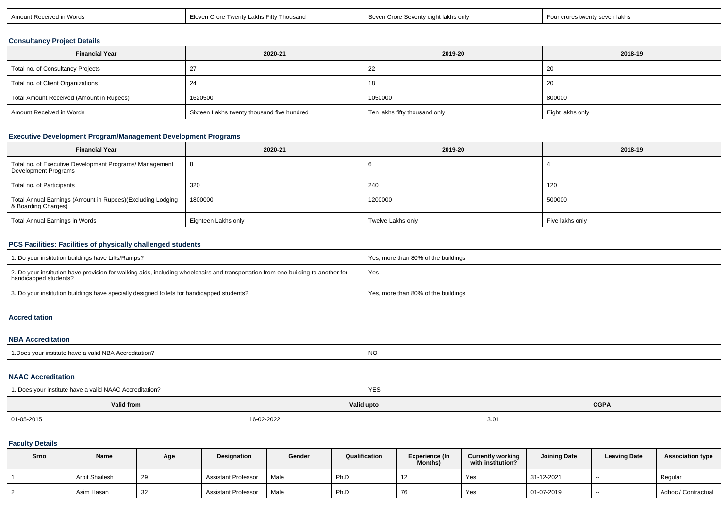| Amount Received in Words | Eleven Crore Twenty Lakhs Fifty Thousand | Seven Crore Seventy eight lakhs only | Four crores twenty seven lakhs |
|---|---|---|---|

### Consultancy Project Details

| Financial Year | 2020-21 | 2019-20 | 2018-19 |
|---|---|---|---|
| Total no. of Consultancy Projects | 27 | 22 | 20 |
| Total no. of Client Organizations | 24 | 18 | 20 |
| Total Amount Received (Amount in Rupees) | 1620500 | 1050000 | 800000 |
| Amount Received in Words | Sixteen Lakhs twenty thousand five hundred | Ten lakhs fifty thousand only | Eight lakhs only |

### Executive Development Program/Management Development Programs

| Financial Year | 2020-21 | 2019-20 | 2018-19 |
|---|---|---|---|
| Total no. of Executive Development Programs/ Management Development Programs | 8 | 6 | 4 |
| Total no. of Participants | 320 | 240 | 120 |
| Total Annual Earnings (Amount in Rupees)(Excluding Lodging & Boarding Charges) | 1800000 | 1200000 | 500000 |
| Total Annual Earnings in Words | Eighteen Lakhs only | Twelve Lakhs only | Five lakhs only |

### PCS Facilities: Facilities of physically challenged students

| | |
|---|---|
| 1. Do your institution buildings have Lifts/Ramps? | Yes, more than 80% of the buildings |
| 2. Do your institution have provision for walking aids, including wheelchairs and transportation from one building to another for handicapped students? | Yes |
| 3. Do your institution buildings have specially designed toilets for handicapped students? | Yes, more than 80% of the buildings |

### Accreditation

### NBA Accreditation

| | |
|---|---|
| 1.Does your institute have a valid NBA Accreditation? | NO |

### NAAC Accreditation

| 1. Does your institute have a valid NAAC Accreditation? | YES | |
|---|---|---|
| **Valid from** | **Valid upto** | **CGPA** |
| 01-05-2015 | 16-02-2022 | 3.01 |

### Faculty Details

| Srno | Name | Age | Designation | Gender | Qualification | Experience (In Months) | Currently working with institution? | Joining Date | Leaving Date | Association type |
|---|---|---|---|---|---|---|---|---|---|---|
| 1 | Arpit Shailesh | 29 | Assistant Professor | Male | Ph.D | 12 | Yes | 31-12-2021 | -- | Regular |
| 2 | Asim Hasan | 32 | Assistant Professor | Male | Ph.D | 76 | Yes | 01-07-2019 | -- | Adhoc / Contractual |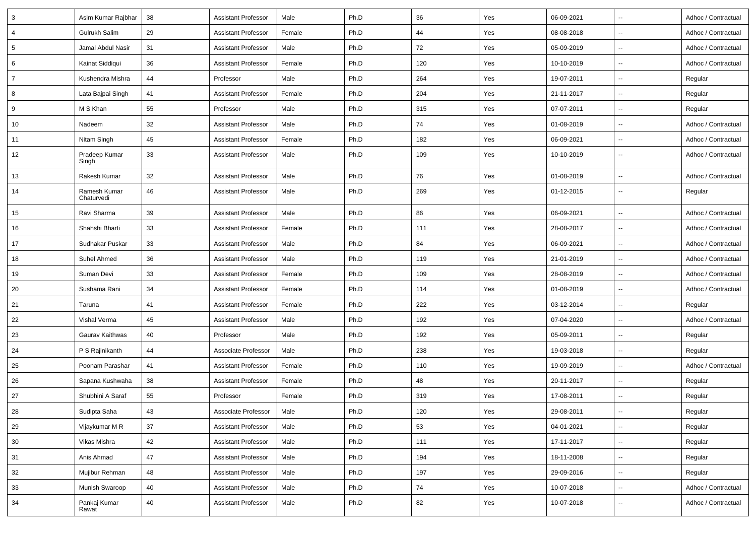| 3 | Asim Kumar Rajbhar | 38 | Assistant Professor | Male | Ph.D | 36 | Yes | 06-09-2021 | -- | Adhoc / Contractual |
|---|---|---|---|---|---|---|---|---|---|---|
| 4 | Gulrukh Salim | 29 | Assistant Professor | Female | Ph.D | 44 | Yes | 08-08-2018 | -- | Adhoc / Contractual |
| 5 | Jamal Abdul Nasir | 31 | Assistant Professor | Male | Ph.D | 72 | Yes | 05-09-2019 | -- | Adhoc / Contractual |
| 6 | Kainat Siddiqui | 36 | Assistant Professor | Female | Ph.D | 120 | Yes | 10-10-2019 | -- | Adhoc / Contractual |
| 7 | Kushendra Mishra | 44 | Professor | Male | Ph.D | 264 | Yes | 19-07-2011 | -- | Regular |
| 8 | Lata Bajpai Singh | 41 | Assistant Professor | Female | Ph.D | 204 | Yes | 21-11-2017 | -- | Regular |
| 9 | M S Khan | 55 | Professor | Male | Ph.D | 315 | Yes | 07-07-2011 | -- | Regular |
| 10 | Nadeem | 32 | Assistant Professor | Male | Ph.D | 74 | Yes | 01-08-2019 | -- | Adhoc / Contractual |
| 11 | Nitam Singh | 45 | Assistant Professor | Female | Ph.D | 182 | Yes | 06-09-2021 | -- | Adhoc / Contractual |
| 12 | Pradeep Kumar Singh | 33 | Assistant Professor | Male | Ph.D | 109 | Yes | 10-10-2019 | -- | Adhoc / Contractual |
| 13 | Rakesh Kumar | 32 | Assistant Professor | Male | Ph.D | 76 | Yes | 01-08-2019 | -- | Adhoc / Contractual |
| 14 | Ramesh Kumar Chaturvedi | 46 | Assistant Professor | Male | Ph.D | 269 | Yes | 01-12-2015 | -- | Regular |
| 15 | Ravi Sharma | 39 | Assistant Professor | Male | Ph.D | 86 | Yes | 06-09-2021 | -- | Adhoc / Contractual |
| 16 | Shahshi Bharti | 33 | Assistant Professor | Female | Ph.D | 111 | Yes | 28-08-2017 | -- | Adhoc / Contractual |
| 17 | Sudhakar Puskar | 33 | Assistant Professor | Male | Ph.D | 84 | Yes | 06-09-2021 | -- | Adhoc / Contractual |
| 18 | Suhel Ahmed | 36 | Assistant Professor | Male | Ph.D | 119 | Yes | 21-01-2019 | -- | Adhoc / Contractual |
| 19 | Suman Devi | 33 | Assistant Professor | Female | Ph.D | 109 | Yes | 28-08-2019 | -- | Adhoc / Contractual |
| 20 | Sushama Rani | 34 | Assistant Professor | Female | Ph.D | 114 | Yes | 01-08-2019 | -- | Adhoc / Contractual |
| 21 | Taruna | 41 | Assistant Professor | Female | Ph.D | 222 | Yes | 03-12-2014 | -- | Regular |
| 22 | Vishal Verma | 45 | Assistant Professor | Male | Ph.D | 192 | Yes | 07-04-2020 | -- | Adhoc / Contractual |
| 23 | Gaurav Kaithwas | 40 | Professor | Male | Ph.D | 192 | Yes | 05-09-2011 | -- | Regular |
| 24 | P S Rajinikanth | 44 | Associate Professor | Male | Ph.D | 238 | Yes | 19-03-2018 | -- | Regular |
| 25 | Poonam Parashar | 41 | Assistant Professor | Female | Ph.D | 110 | Yes | 19-09-2019 | -- | Adhoc / Contractual |
| 26 | Sapana Kushwaha | 38 | Assistant Professor | Female | Ph.D | 48 | Yes | 20-11-2017 | -- | Regular |
| 27 | Shubhini A Saraf | 55 | Professor | Female | Ph.D | 319 | Yes | 17-08-2011 | -- | Regular |
| 28 | Sudipta Saha | 43 | Associate Professor | Male | Ph.D | 120 | Yes | 29-08-2011 | -- | Regular |
| 29 | Vijaykumar M R | 37 | Assistant Professor | Male | Ph.D | 53 | Yes | 04-01-2021 | -- | Regular |
| 30 | Vikas Mishra | 42 | Assistant Professor | Male | Ph.D | 111 | Yes | 17-11-2017 | -- | Regular |
| 31 | Anis Ahmad | 47 | Assistant Professor | Male | Ph.D | 194 | Yes | 18-11-2008 | -- | Regular |
| 32 | Mujibur Rehman | 48 | Assistant Professor | Male | Ph.D | 197 | Yes | 29-09-2016 | -- | Regular |
| 33 | Munish Swaroop | 40 | Assistant Professor | Male | Ph.D | 74 | Yes | 10-07-2018 | -- | Adhoc / Contractual |
| 34 | Pankaj Kumar Rawat | 40 | Assistant Professor | Male | Ph.D | 82 | Yes | 10-07-2018 | -- | Adhoc / Contractual |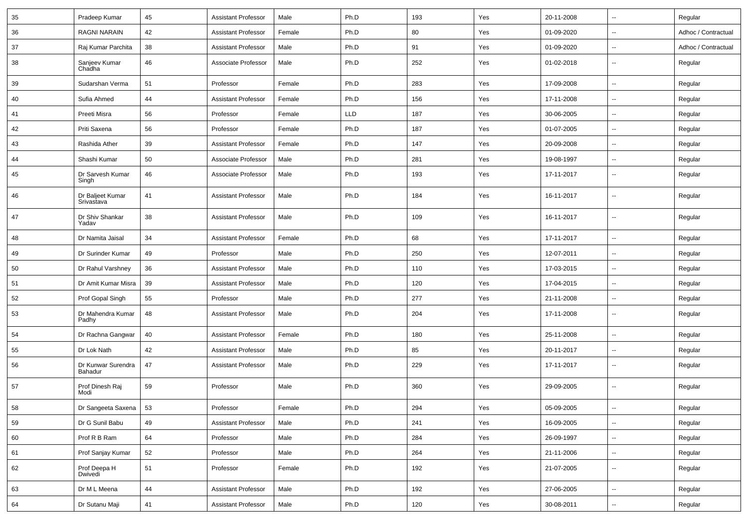| 35 | Pradeep Kumar | 45 | Assistant Professor | Male | Ph.D | 193 | Yes | 20-11-2008 | -- | Regular |
|---|---|---|---|---|---|---|---|---|---|---|
| 36 | RAGNI NARAIN | 42 | Assistant Professor | Female | Ph.D | 80 | Yes | 01-09-2020 | -- | Adhoc / Contractual |
| 37 | Raj Kumar Parchita | 38 | Assistant Professor | Male | Ph.D | 91 | Yes | 01-09-2020 | -- | Adhoc / Contractual |
| 38 | Sanjeev Kumar Chadha | 46 | Associate Professor | Male | Ph.D | 252 | Yes | 01-02-2018 | -- | Regular |
| 39 | Sudarshan Verma | 51 | Professor | Female | Ph.D | 283 | Yes | 17-09-2008 | -- | Regular |
| 40 | Sufia Ahmed | 44 | Assistant Professor | Female | Ph.D | 156 | Yes | 17-11-2008 | -- | Regular |
| 41 | Preeti Misra | 56 | Professor | Female | LLD | 187 | Yes | 30-06-2005 | -- | Regular |
| 42 | Priti Saxena | 56 | Professor | Female | Ph.D | 187 | Yes | 01-07-2005 | -- | Regular |
| 43 | Rashida Ather | 39 | Assistant Professor | Female | Ph.D | 147 | Yes | 20-09-2008 | -- | Regular |
| 44 | Shashi Kumar | 50 | Associate Professor | Male | Ph.D | 281 | Yes | 19-08-1997 | -- | Regular |
| 45 | Dr Sarvesh Kumar Singh | 46 | Associate Professor | Male | Ph.D | 193 | Yes | 17-11-2017 | -- | Regular |
| 46 | Dr Baljeet Kumar Srivastava | 41 | Assistant Professor | Male | Ph.D | 184 | Yes | 16-11-2017 | -- | Regular |
| 47 | Dr Shiv Shankar Yadav | 38 | Assistant Professor | Male | Ph.D | 109 | Yes | 16-11-2017 | -- | Regular |
| 48 | Dr Namita Jaisal | 34 | Assistant Professor | Female | Ph.D | 68 | Yes | 17-11-2017 | -- | Regular |
| 49 | Dr Surinder Kumar | 49 | Professor | Male | Ph.D | 250 | Yes | 12-07-2011 | -- | Regular |
| 50 | Dr Rahul Varshney | 36 | Assistant Professor | Male | Ph.D | 110 | Yes | 17-03-2015 | -- | Regular |
| 51 | Dr Amit Kumar Misra | 39 | Assistant Professor | Male | Ph.D | 120 | Yes | 17-04-2015 | -- | Regular |
| 52 | Prof Gopal Singh | 55 | Professor | Male | Ph.D | 277 | Yes | 21-11-2008 | -- | Regular |
| 53 | Dr Mahendra Kumar Padhy | 48 | Assistant Professor | Male | Ph.D | 204 | Yes | 17-11-2008 | -- | Regular |
| 54 | Dr Rachna Gangwar | 40 | Assistant Professor | Female | Ph.D | 180 | Yes | 25-11-2008 | -- | Regular |
| 55 | Dr Lok Nath | 42 | Assistant Professor | Male | Ph.D | 85 | Yes | 20-11-2017 | -- | Regular |
| 56 | Dr Kunwar Surendra Bahadur | 47 | Assistant Professor | Male | Ph.D | 229 | Yes | 17-11-2017 | -- | Regular |
| 57 | Prof Dinesh Raj Modi | 59 | Professor | Male | Ph.D | 360 | Yes | 29-09-2005 | -- | Regular |
| 58 | Dr Sangeeta Saxena | 53 | Professor | Female | Ph.D | 294 | Yes | 05-09-2005 | -- | Regular |
| 59 | Dr G Sunil Babu | 49 | Assistant Professor | Male | Ph.D | 241 | Yes | 16-09-2005 | -- | Regular |
| 60 | Prof R B Ram | 64 | Professor | Male | Ph.D | 284 | Yes | 26-09-1997 | -- | Regular |
| 61 | Prof Sanjay Kumar | 52 | Professor | Male | Ph.D | 264 | Yes | 21-11-2006 | -- | Regular |
| 62 | Prof Deepa H Dwivedi | 51 | Professor | Female | Ph.D | 192 | Yes | 21-07-2005 | -- | Regular |
| 63 | Dr M L Meena | 44 | Assistant Professor | Male | Ph.D | 192 | Yes | 27-06-2005 | -- | Regular |
| 64 | Dr Sutanu Maji | 41 | Assistant Professor | Male | Ph.D | 120 | Yes | 30-08-2011 | -- | Regular |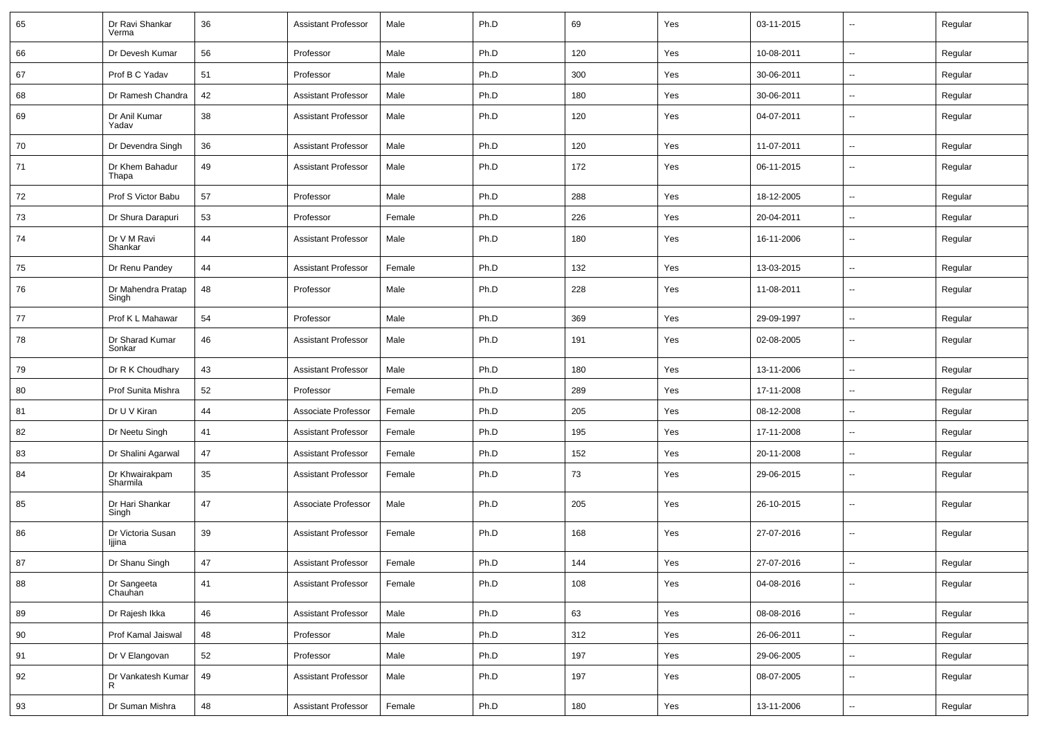| 65 | Dr Ravi Shankar Verma | 36 | Assistant Professor | Male | Ph.D | 69 | Yes | 03-11-2015 | -- | Regular |
|---|---|---|---|---|---|---|---|---|---|---|
| 66 | Dr Devesh Kumar | 56 | Professor | Male | Ph.D | 120 | Yes | 10-08-2011 | -- | Regular |
| 67 | Prof B C Yadav | 51 | Professor | Male | Ph.D | 300 | Yes | 30-06-2011 | -- | Regular |
| 68 | Dr Ramesh Chandra | 42 | Assistant Professor | Male | Ph.D | 180 | Yes | 30-06-2011 | -- | Regular |
| 69 | Dr Anil Kumar Yadav | 38 | Assistant Professor | Male | Ph.D | 120 | Yes | 04-07-2011 | -- | Regular |
| 70 | Dr Devendra Singh | 36 | Assistant Professor | Male | Ph.D | 120 | Yes | 11-07-2011 | -- | Regular |
| 71 | Dr Khem Bahadur Thapa | 49 | Assistant Professor | Male | Ph.D | 172 | Yes | 06-11-2015 | -- | Regular |
| 72 | Prof S Victor Babu | 57 | Professor | Male | Ph.D | 288 | Yes | 18-12-2005 | -- | Regular |
| 73 | Dr Shura Darapuri | 53 | Professor | Female | Ph.D | 226 | Yes | 20-04-2011 | -- | Regular |
| 74 | Dr V M Ravi Shankar | 44 | Assistant Professor | Male | Ph.D | 180 | Yes | 16-11-2006 | -- | Regular |
| 75 | Dr Renu Pandey | 44 | Assistant Professor | Female | Ph.D | 132 | Yes | 13-03-2015 | -- | Regular |
| 76 | Dr Mahendra Pratap Singh | 48 | Professor | Male | Ph.D | 228 | Yes | 11-08-2011 | -- | Regular |
| 77 | Prof K L Mahawar | 54 | Professor | Male | Ph.D | 369 | Yes | 29-09-1997 | -- | Regular |
| 78 | Dr Sharad Kumar Sonkar | 46 | Assistant Professor | Male | Ph.D | 191 | Yes | 02-08-2005 | -- | Regular |
| 79 | Dr R K Choudhary | 43 | Assistant Professor | Male | Ph.D | 180 | Yes | 13-11-2006 | -- | Regular |
| 80 | Prof Sunita Mishra | 52 | Professor | Female | Ph.D | 289 | Yes | 17-11-2008 | -- | Regular |
| 81 | Dr U V Kiran | 44 | Associate Professor | Female | Ph.D | 205 | Yes | 08-12-2008 | -- | Regular |
| 82 | Dr Neetu Singh | 41 | Assistant Professor | Female | Ph.D | 195 | Yes | 17-11-2008 | -- | Regular |
| 83 | Dr Shalini Agarwal | 47 | Assistant Professor | Female | Ph.D | 152 | Yes | 20-11-2008 | -- | Regular |
| 84 | Dr Khwairakpam Sharmila | 35 | Assistant Professor | Female | Ph.D | 73 | Yes | 29-06-2015 | -- | Regular |
| 85 | Dr Hari Shankar Singh | 47 | Associate Professor | Male | Ph.D | 205 | Yes | 26-10-2015 | -- | Regular |
| 86 | Dr Victoria Susan Ijjina | 39 | Assistant Professor | Female | Ph.D | 168 | Yes | 27-07-2016 | -- | Regular |
| 87 | Dr Shanu Singh | 47 | Assistant Professor | Female | Ph.D | 144 | Yes | 27-07-2016 | -- | Regular |
| 88 | Dr Sangeeta Chauhan | 41 | Assistant Professor | Female | Ph.D | 108 | Yes | 04-08-2016 | -- | Regular |
| 89 | Dr Rajesh Ikka | 46 | Assistant Professor | Male | Ph.D | 63 | Yes | 08-08-2016 | -- | Regular |
| 90 | Prof Kamal Jaiswal | 48 | Professor | Male | Ph.D | 312 | Yes | 26-06-2011 | -- | Regular |
| 91 | Dr V Elangovan | 52 | Professor | Male | Ph.D | 197 | Yes | 29-06-2005 | -- | Regular |
| 92 | Dr Vankatesh Kumar R | 49 | Assistant Professor | Male | Ph.D | 197 | Yes | 08-07-2005 | -- | Regular |
| 93 | Dr Suman Mishra | 48 | Assistant Professor | Female | Ph.D | 180 | Yes | 13-11-2006 | -- | Regular |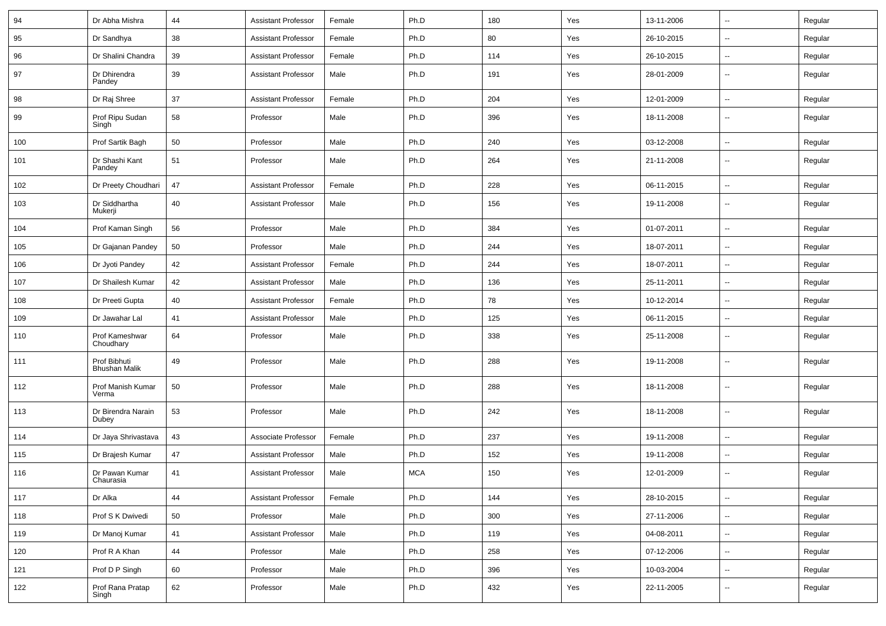| 94 | Dr Abha Mishra | 44 | Assistant Professor | Female | Ph.D | 180 | Yes | 13-11-2006 | -- | Regular |
|---|---|---|---|---|---|---|---|---|---|---|
| 95 | Dr Sandhya | 38 | Assistant Professor | Female | Ph.D | 80 | Yes | 26-10-2015 | -- | Regular |
| 96 | Dr Shalini Chandra | 39 | Assistant Professor | Female | Ph.D | 114 | Yes | 26-10-2015 | -- | Regular |
| 97 | Dr Dhirendra Pandey | 39 | Assistant Professor | Male | Ph.D | 191 | Yes | 28-01-2009 | -- | Regular |
| 98 | Dr Raj Shree | 37 | Assistant Professor | Female | Ph.D | 204 | Yes | 12-01-2009 | -- | Regular |
| 99 | Prof Ripu Sudan Singh | 58 | Professor | Male | Ph.D | 396 | Yes | 18-11-2008 | -- | Regular |
| 100 | Prof Sartik Bagh | 50 | Professor | Male | Ph.D | 240 | Yes | 03-12-2008 | -- | Regular |
| 101 | Dr Shashi Kant Pandey | 51 | Professor | Male | Ph.D | 264 | Yes | 21-11-2008 | -- | Regular |
| 102 | Dr Preety Choudhari | 47 | Assistant Professor | Female | Ph.D | 228 | Yes | 06-11-2015 | -- | Regular |
| 103 | Dr Siddhartha Mukerji | 40 | Assistant Professor | Male | Ph.D | 156 | Yes | 19-11-2008 | -- | Regular |
| 104 | Prof Kaman Singh | 56 | Professor | Male | Ph.D | 384 | Yes | 01-07-2011 | -- | Regular |
| 105 | Dr Gajanan Pandey | 50 | Professor | Male | Ph.D | 244 | Yes | 18-07-2011 | -- | Regular |
| 106 | Dr Jyoti Pandey | 42 | Assistant Professor | Female | Ph.D | 244 | Yes | 18-07-2011 | -- | Regular |
| 107 | Dr Shailesh Kumar | 42 | Assistant Professor | Male | Ph.D | 136 | Yes | 25-11-2011 | -- | Regular |
| 108 | Dr Preeti Gupta | 40 | Assistant Professor | Female | Ph.D | 78 | Yes | 10-12-2014 | -- | Regular |
| 109 | Dr Jawahar Lal | 41 | Assistant Professor | Male | Ph.D | 125 | Yes | 06-11-2015 | -- | Regular |
| 110 | Prof Kameshwar Choudhary | 64 | Professor | Male | Ph.D | 338 | Yes | 25-11-2008 | -- | Regular |
| 111 | Prof Bibhuti Bhushan Malik | 49 | Professor | Male | Ph.D | 288 | Yes | 19-11-2008 | -- | Regular |
| 112 | Prof Manish Kumar Verma | 50 | Professor | Male | Ph.D | 288 | Yes | 18-11-2008 | -- | Regular |
| 113 | Dr Birendra Narain Dubey | 53 | Professor | Male | Ph.D | 242 | Yes | 18-11-2008 | -- | Regular |
| 114 | Dr Jaya Shrivastava | 43 | Associate Professor | Female | Ph.D | 237 | Yes | 19-11-2008 | -- | Regular |
| 115 | Dr Brajesh Kumar | 47 | Assistant Professor | Male | Ph.D | 152 | Yes | 19-11-2008 | -- | Regular |
| 116 | Dr Pawan Kumar Chaurasia | 41 | Assistant Professor | Male | MCA | 150 | Yes | 12-01-2009 | -- | Regular |
| 117 | Dr Alka | 44 | Assistant Professor | Female | Ph.D | 144 | Yes | 28-10-2015 | -- | Regular |
| 118 | Prof S K Dwivedi | 50 | Professor | Male | Ph.D | 300 | Yes | 27-11-2006 | -- | Regular |
| 119 | Dr Manoj Kumar | 41 | Assistant Professor | Male | Ph.D | 119 | Yes | 04-08-2011 | -- | Regular |
| 120 | Prof R A Khan | 44 | Professor | Male | Ph.D | 258 | Yes | 07-12-2006 | -- | Regular |
| 121 | Prof D P Singh | 60 | Professor | Male | Ph.D | 396 | Yes | 10-03-2004 | -- | Regular |
| 122 | Prof Rana Pratap Singh | 62 | Professor | Male | Ph.D | 432 | Yes | 22-11-2005 | -- | Regular |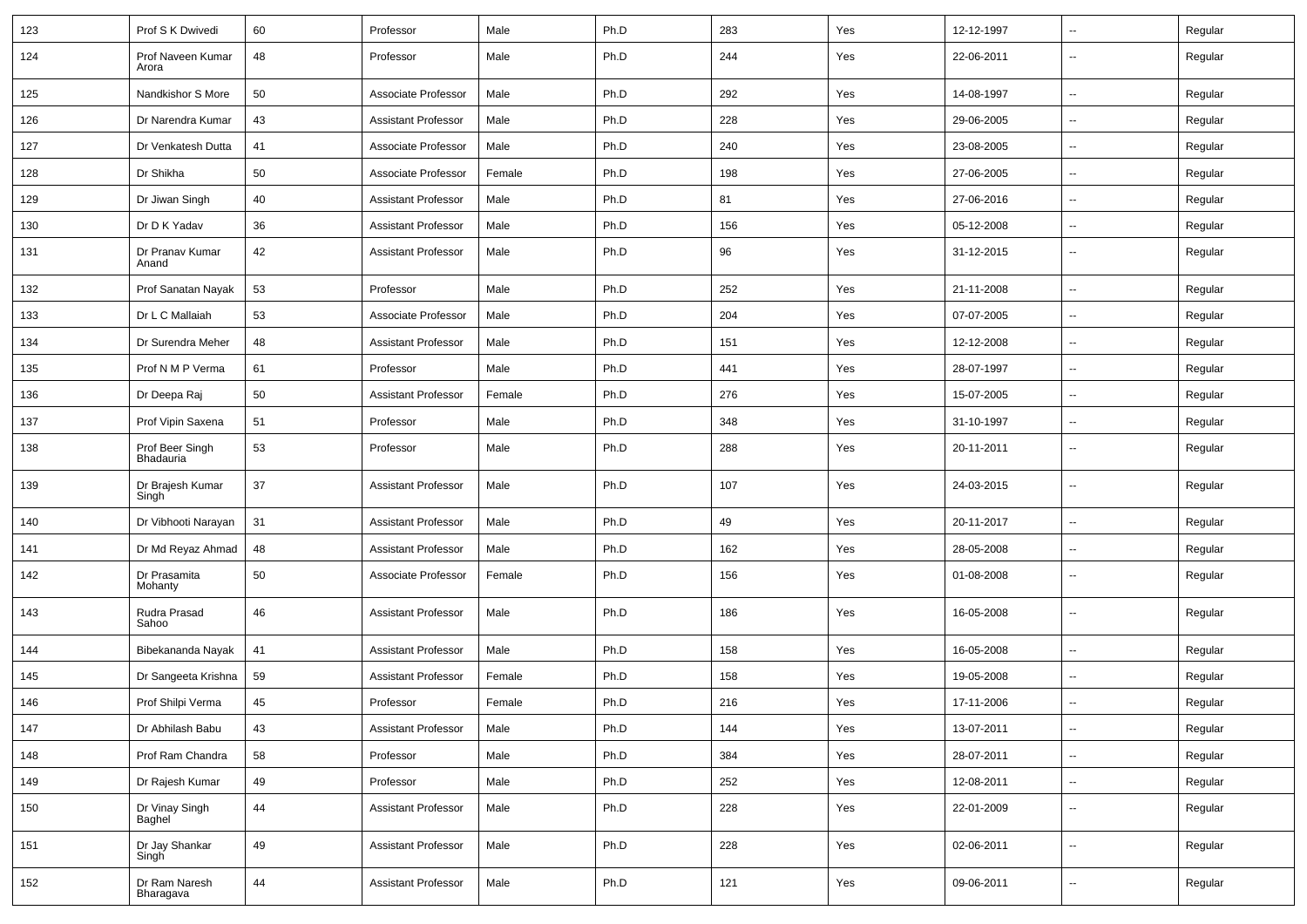| 123 | Prof S K Dwivedi | 60 | Professor | Male | Ph.D | 283 | Yes | 12-12-1997 | -- | Regular |
|---|---|---|---|---|---|---|---|---|---|---|
| 124 | Prof Naveen Kumar Arora | 48 | Professor | Male | Ph.D | 244 | Yes | 22-06-2011 | -- | Regular |
| 125 | Nandkishor S More | 50 | Associate Professor | Male | Ph.D | 292 | Yes | 14-08-1997 | -- | Regular |
| 126 | Dr Narendra Kumar | 43 | Assistant Professor | Male | Ph.D | 228 | Yes | 29-06-2005 | -- | Regular |
| 127 | Dr Venkatesh Dutta | 41 | Associate Professor | Male | Ph.D | 240 | Yes | 23-08-2005 | -- | Regular |
| 128 | Dr Shikha | 50 | Associate Professor | Female | Ph.D | 198 | Yes | 27-06-2005 | -- | Regular |
| 129 | Dr Jiwan Singh | 40 | Assistant Professor | Male | Ph.D | 81 | Yes | 27-06-2016 | -- | Regular |
| 130 | Dr D K Yadav | 36 | Assistant Professor | Male | Ph.D | 156 | Yes | 05-12-2008 | -- | Regular |
| 131 | Dr Pranav Kumar Anand | 42 | Assistant Professor | Male | Ph.D | 96 | Yes | 31-12-2015 | -- | Regular |
| 132 | Prof Sanatan Nayak | 53 | Professor | Male | Ph.D | 252 | Yes | 21-11-2008 | -- | Regular |
| 133 | Dr L C Mallaiah | 53 | Associate Professor | Male | Ph.D | 204 | Yes | 07-07-2005 | -- | Regular |
| 134 | Dr Surendra Meher | 48 | Assistant Professor | Male | Ph.D | 151 | Yes | 12-12-2008 | -- | Regular |
| 135 | Prof N M P Verma | 61 | Professor | Male | Ph.D | 441 | Yes | 28-07-1997 | -- | Regular |
| 136 | Dr Deepa Raj | 50 | Assistant Professor | Female | Ph.D | 276 | Yes | 15-07-2005 | -- | Regular |
| 137 | Prof Vipin Saxena | 51 | Professor | Male | Ph.D | 348 | Yes | 31-10-1997 | -- | Regular |
| 138 | Prof Beer Singh Bhadauria | 53 | Professor | Male | Ph.D | 288 | Yes | 20-11-2011 | -- | Regular |
| 139 | Dr Brajesh Kumar Singh | 37 | Assistant Professor | Male | Ph.D | 107 | Yes | 24-03-2015 | -- | Regular |
| 140 | Dr Vibhooti Narayan | 31 | Assistant Professor | Male | Ph.D | 49 | Yes | 20-11-2017 | -- | Regular |
| 141 | Dr Md Reyaz Ahmad | 48 | Assistant Professor | Male | Ph.D | 162 | Yes | 28-05-2008 | -- | Regular |
| 142 | Dr Prasamita Mohanty | 50 | Associate Professor | Female | Ph.D | 156 | Yes | 01-08-2008 | -- | Regular |
| 143 | Rudra Prasad Sahoo | 46 | Assistant Professor | Male | Ph.D | 186 | Yes | 16-05-2008 | -- | Regular |
| 144 | Bibekananda Nayak | 41 | Assistant Professor | Male | Ph.D | 158 | Yes | 16-05-2008 | -- | Regular |
| 145 | Dr Sangeeta Krishna | 59 | Assistant Professor | Female | Ph.D | 158 | Yes | 19-05-2008 | -- | Regular |
| 146 | Prof Shilpi Verma | 45 | Professor | Female | Ph.D | 216 | Yes | 17-11-2006 | -- | Regular |
| 147 | Dr Abhilash Babu | 43 | Assistant Professor | Male | Ph.D | 144 | Yes | 13-07-2011 | -- | Regular |
| 148 | Prof Ram Chandra | 58 | Professor | Male | Ph.D | 384 | Yes | 28-07-2011 | -- | Regular |
| 149 | Dr Rajesh Kumar | 49 | Professor | Male | Ph.D | 252 | Yes | 12-08-2011 | -- | Regular |
| 150 | Dr Vinay Singh Baghel | 44 | Assistant Professor | Male | Ph.D | 228 | Yes | 22-01-2009 | -- | Regular |
| 151 | Dr Jay Shankar Singh | 49 | Assistant Professor | Male | Ph.D | 228 | Yes | 02-06-2011 | -- | Regular |
| 152 | Dr Ram Naresh Bharagava | 44 | Assistant Professor | Male | Ph.D | 121 | Yes | 09-06-2011 | -- | Regular |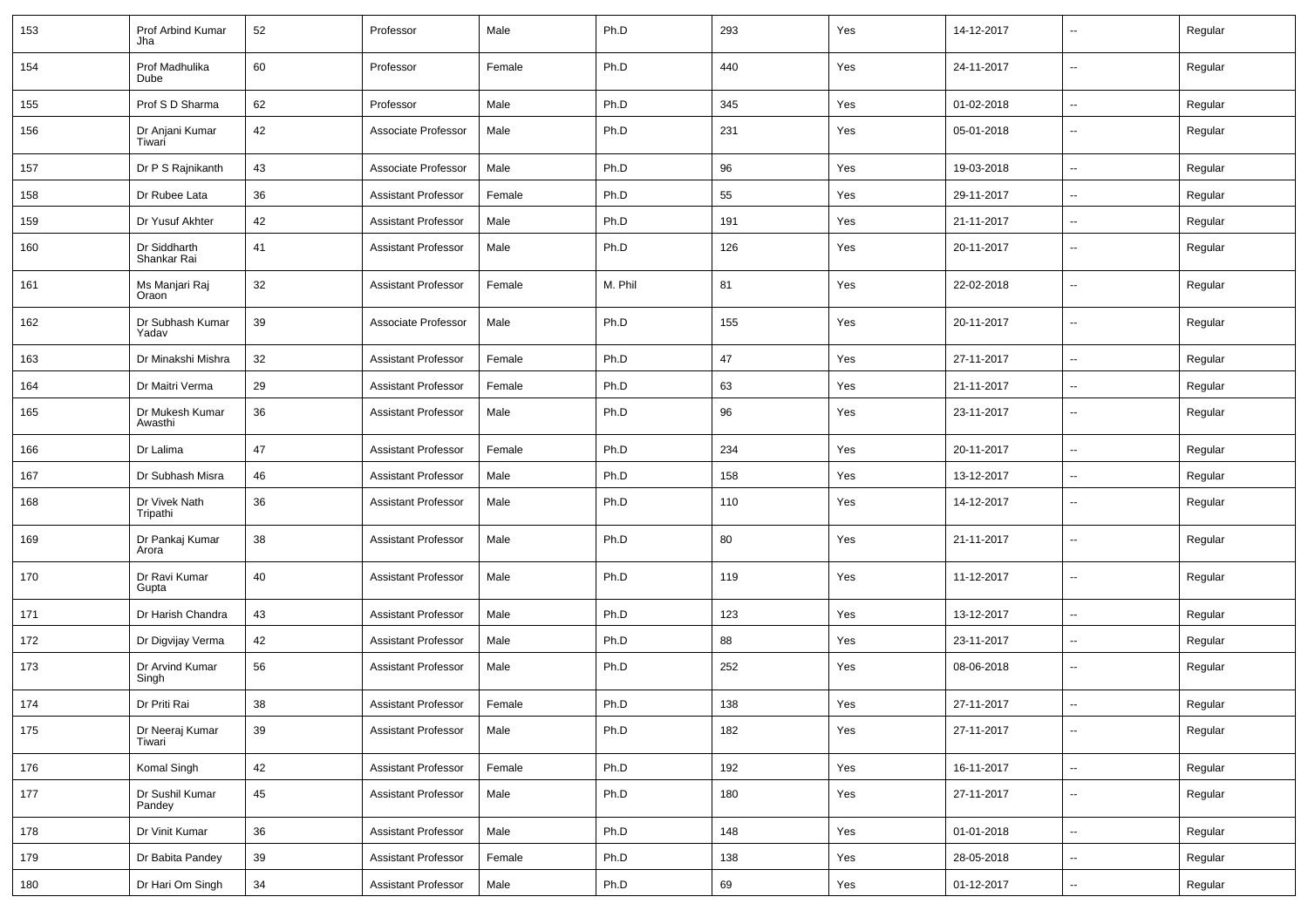| 153 | Prof Arbind Kumar Jha | 52 | Professor | Male | Ph.D | 293 | Yes | 14-12-2017 | -- | Regular |
|---|---|---|---|---|---|---|---|---|---|---|
| 154 | Prof Madhulika Dube | 60 | Professor | Female | Ph.D | 440 | Yes | 24-11-2017 | -- | Regular |
| 155 | Prof S D Sharma | 62 | Professor | Male | Ph.D | 345 | Yes | 01-02-2018 | -- | Regular |
| 156 | Dr Anjani Kumar Tiwari | 42 | Associate Professor | Male | Ph.D | 231 | Yes | 05-01-2018 | -- | Regular |
| 157 | Dr P S Rajnikanth | 43 | Associate Professor | Male | Ph.D | 96 | Yes | 19-03-2018 | -- | Regular |
| 158 | Dr Rubee Lata | 36 | Assistant Professor | Female | Ph.D | 55 | Yes | 29-11-2017 | -- | Regular |
| 159 | Dr Yusuf Akhter | 42 | Assistant Professor | Male | Ph.D | 191 | Yes | 21-11-2017 | -- | Regular |
| 160 | Dr Siddharth Shankar Rai | 41 | Assistant Professor | Male | Ph.D | 126 | Yes | 20-11-2017 | -- | Regular |
| 161 | Ms Manjari Raj Oraon | 32 | Assistant Professor | Female | M. Phil | 81 | Yes | 22-02-2018 | -- | Regular |
| 162 | Dr Subhash Kumar Yadav | 39 | Associate Professor | Male | Ph.D | 155 | Yes | 20-11-2017 | -- | Regular |
| 163 | Dr Minakshi Mishra | 32 | Assistant Professor | Female | Ph.D | 47 | Yes | 27-11-2017 | -- | Regular |
| 164 | Dr Maitri Verma | 29 | Assistant Professor | Female | Ph.D | 63 | Yes | 21-11-2017 | -- | Regular |
| 165 | Dr Mukesh Kumar Awasthi | 36 | Assistant Professor | Male | Ph.D | 96 | Yes | 23-11-2017 | -- | Regular |
| 166 | Dr Lalima | 47 | Assistant Professor | Female | Ph.D | 234 | Yes | 20-11-2017 | -- | Regular |
| 167 | Dr Subhash Misra | 46 | Assistant Professor | Male | Ph.D | 158 | Yes | 13-12-2017 | -- | Regular |
| 168 | Dr Vivek Nath Tripathi | 36 | Assistant Professor | Male | Ph.D | 110 | Yes | 14-12-2017 | -- | Regular |
| 169 | Dr Pankaj Kumar Arora | 38 | Assistant Professor | Male | Ph.D | 80 | Yes | 21-11-2017 | -- | Regular |
| 170 | Dr Ravi Kumar Gupta | 40 | Assistant Professor | Male | Ph.D | 119 | Yes | 11-12-2017 | -- | Regular |
| 171 | Dr Harish Chandra | 43 | Assistant Professor | Male | Ph.D | 123 | Yes | 13-12-2017 | -- | Regular |
| 172 | Dr Digvijay Verma | 42 | Assistant Professor | Male | Ph.D | 88 | Yes | 23-11-2017 | -- | Regular |
| 173 | Dr Arvind Kumar Singh | 56 | Assistant Professor | Male | Ph.D | 252 | Yes | 08-06-2018 | -- | Regular |
| 174 | Dr Priti Rai | 38 | Assistant Professor | Female | Ph.D | 138 | Yes | 27-11-2017 | -- | Regular |
| 175 | Dr Neeraj Kumar Tiwari | 39 | Assistant Professor | Male | Ph.D | 182 | Yes | 27-11-2017 | -- | Regular |
| 176 | Komal Singh | 42 | Assistant Professor | Female | Ph.D | 192 | Yes | 16-11-2017 | -- | Regular |
| 177 | Dr Sushil Kumar Pandey | 45 | Assistant Professor | Male | Ph.D | 180 | Yes | 27-11-2017 | -- | Regular |
| 178 | Dr Vinit Kumar | 36 | Assistant Professor | Male | Ph.D | 148 | Yes | 01-01-2018 | -- | Regular |
| 179 | Dr Babita Pandey | 39 | Assistant Professor | Female | Ph.D | 138 | Yes | 28-05-2018 | -- | Regular |
| 180 | Dr Hari Om Singh | 34 | Assistant Professor | Male | Ph.D | 69 | Yes | 01-12-2017 | -- | Regular |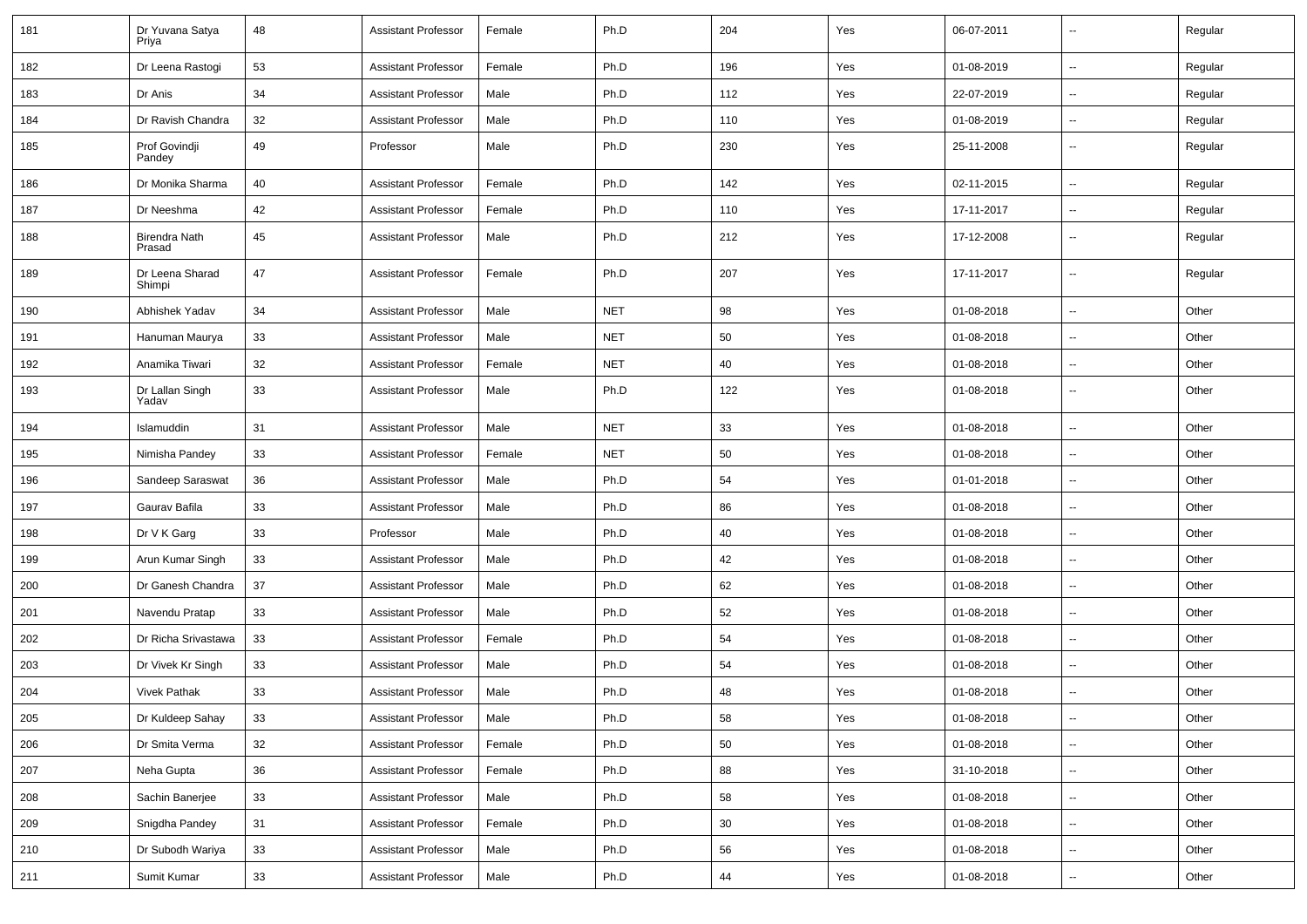| 181 | Dr Yuvana Satya Priya | 48 | Assistant Professor | Female | Ph.D | 204 | Yes | 06-07-2011 | -- | Regular |
|---|---|---|---|---|---|---|---|---|---|---|
| 182 | Dr Leena Rastogi | 53 | Assistant Professor | Female | Ph.D | 196 | Yes | 01-08-2019 | -- | Regular |
| 183 | Dr Anis | 34 | Assistant Professor | Male | Ph.D | 112 | Yes | 22-07-2019 | -- | Regular |
| 184 | Dr Ravish Chandra | 32 | Assistant Professor | Male | Ph.D | 110 | Yes | 01-08-2019 | -- | Regular |
| 185 | Prof Govindji Pandey | 49 | Professor | Male | Ph.D | 230 | Yes | 25-11-2008 | -- | Regular |
| 186 | Dr Monika Sharma | 40 | Assistant Professor | Female | Ph.D | 142 | Yes | 02-11-2015 | -- | Regular |
| 187 | Dr Neeshma | 42 | Assistant Professor | Female | Ph.D | 110 | Yes | 17-11-2017 | -- | Regular |
| 188 | Birendra Nath Prasad | 45 | Assistant Professor | Male | Ph.D | 212 | Yes | 17-12-2008 | -- | Regular |
| 189 | Dr Leena Sharad Shimpi | 47 | Assistant Professor | Female | Ph.D | 207 | Yes | 17-11-2017 | -- | Regular |
| 190 | Abhishek Yadav | 34 | Assistant Professor | Male | NET | 98 | Yes | 01-08-2018 | -- | Other |
| 191 | Hanuman Maurya | 33 | Assistant Professor | Male | NET | 50 | Yes | 01-08-2018 | -- | Other |
| 192 | Anamika Tiwari | 32 | Assistant Professor | Female | NET | 40 | Yes | 01-08-2018 | -- | Other |
| 193 | Dr Lallan Singh Yadav | 33 | Assistant Professor | Male | Ph.D | 122 | Yes | 01-08-2018 | -- | Other |
| 194 | Islamuddin | 31 | Assistant Professor | Male | NET | 33 | Yes | 01-08-2018 | -- | Other |
| 195 | Nimisha Pandey | 33 | Assistant Professor | Female | NET | 50 | Yes | 01-08-2018 | -- | Other |
| 196 | Sandeep Saraswat | 36 | Assistant Professor | Male | Ph.D | 54 | Yes | 01-01-2018 | -- | Other |
| 197 | Gaurav Bafila | 33 | Assistant Professor | Male | Ph.D | 86 | Yes | 01-08-2018 | -- | Other |
| 198 | Dr V K Garg | 33 | Professor | Male | Ph.D | 40 | Yes | 01-08-2018 | -- | Other |
| 199 | Arun Kumar Singh | 33 | Assistant Professor | Male | Ph.D | 42 | Yes | 01-08-2018 | -- | Other |
| 200 | Dr Ganesh Chandra | 37 | Assistant Professor | Male | Ph.D | 62 | Yes | 01-08-2018 | -- | Other |
| 201 | Navendu Pratap | 33 | Assistant Professor | Male | Ph.D | 52 | Yes | 01-08-2018 | -- | Other |
| 202 | Dr Richa Srivastawa | 33 | Assistant Professor | Female | Ph.D | 54 | Yes | 01-08-2018 | -- | Other |
| 203 | Dr Vivek Kr Singh | 33 | Assistant Professor | Male | Ph.D | 54 | Yes | 01-08-2018 | -- | Other |
| 204 | Vivek Pathak | 33 | Assistant Professor | Male | Ph.D | 48 | Yes | 01-08-2018 | -- | Other |
| 205 | Dr Kuldeep Sahay | 33 | Assistant Professor | Male | Ph.D | 58 | Yes | 01-08-2018 | -- | Other |
| 206 | Dr Smita Verma | 32 | Assistant Professor | Female | Ph.D | 50 | Yes | 01-08-2018 | -- | Other |
| 207 | Neha Gupta | 36 | Assistant Professor | Female | Ph.D | 88 | Yes | 31-10-2018 | -- | Other |
| 208 | Sachin Banerjee | 33 | Assistant Professor | Male | Ph.D | 58 | Yes | 01-08-2018 | -- | Other |
| 209 | Snigdha Pandey | 31 | Assistant Professor | Female | Ph.D | 30 | Yes | 01-08-2018 | -- | Other |
| 210 | Dr Subodh Wariya | 33 | Assistant Professor | Male | Ph.D | 56 | Yes | 01-08-2018 | -- | Other |
| 211 | Sumit Kumar | 33 | Assistant Professor | Male | Ph.D | 44 | Yes | 01-08-2018 | -- | Other |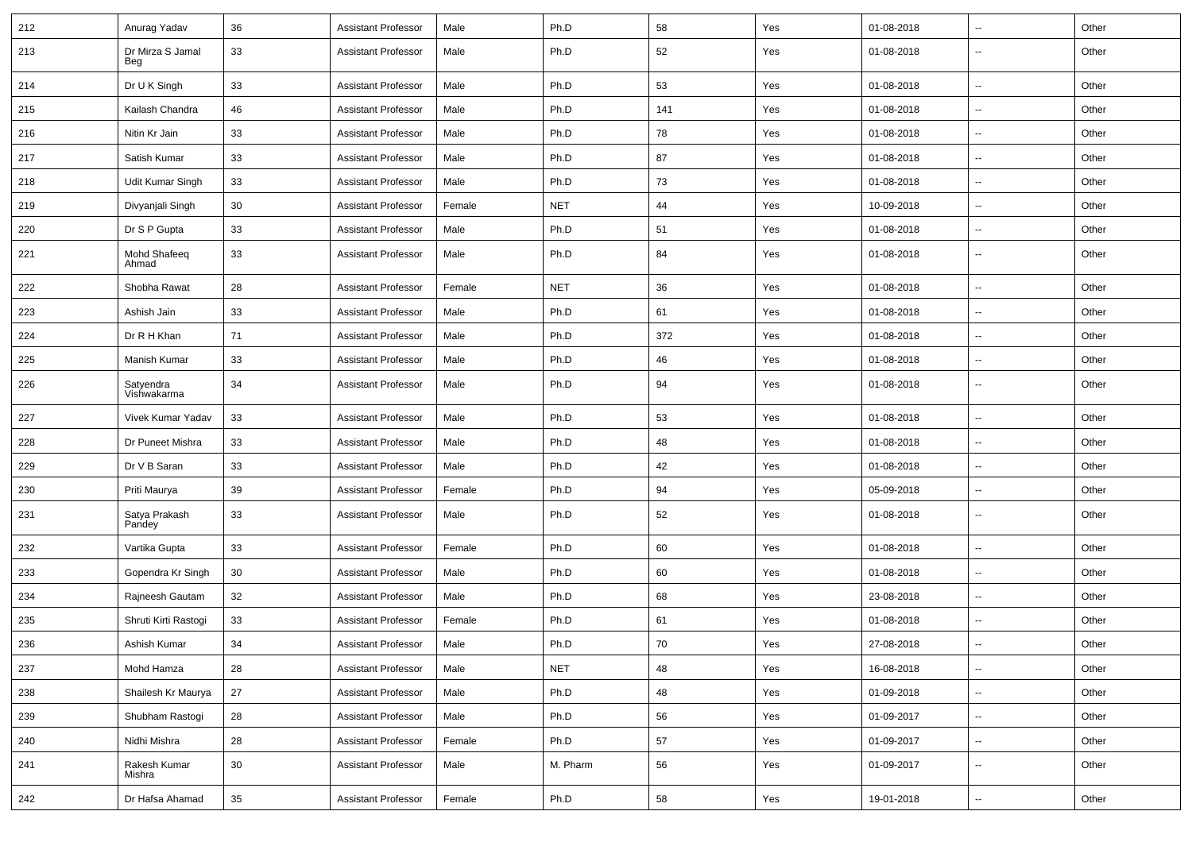| 212 | Anurag Yadav | 36 | Assistant Professor | Male | Ph.D | 58 | Yes | 01-08-2018 | -- | Other |
|---|---|---|---|---|---|---|---|---|---|---|
| 213 | Dr Mirza S Jamal Beg | 33 | Assistant Professor | Male | Ph.D | 52 | Yes | 01-08-2018 | -- | Other |
| 214 | Dr U K Singh | 33 | Assistant Professor | Male | Ph.D | 53 | Yes | 01-08-2018 | -- | Other |
| 215 | Kailash Chandra | 46 | Assistant Professor | Male | Ph.D | 141 | Yes | 01-08-2018 | -- | Other |
| 216 | Nitin Kr Jain | 33 | Assistant Professor | Male | Ph.D | 78 | Yes | 01-08-2018 | -- | Other |
| 217 | Satish Kumar | 33 | Assistant Professor | Male | Ph.D | 87 | Yes | 01-08-2018 | -- | Other |
| 218 | Udit Kumar Singh | 33 | Assistant Professor | Male | Ph.D | 73 | Yes | 01-08-2018 | -- | Other |
| 219 | Divyanjali Singh | 30 | Assistant Professor | Female | NET | 44 | Yes | 10-09-2018 | -- | Other |
| 220 | Dr S P Gupta | 33 | Assistant Professor | Male | Ph.D | 51 | Yes | 01-08-2018 | -- | Other |
| 221 | Mohd Shafeeq Ahmad | 33 | Assistant Professor | Male | Ph.D | 84 | Yes | 01-08-2018 | -- | Other |
| 222 | Shobha Rawat | 28 | Assistant Professor | Female | NET | 36 | Yes | 01-08-2018 | -- | Other |
| 223 | Ashish Jain | 33 | Assistant Professor | Male | Ph.D | 61 | Yes | 01-08-2018 | -- | Other |
| 224 | Dr R H Khan | 71 | Assistant Professor | Male | Ph.D | 372 | Yes | 01-08-2018 | -- | Other |
| 225 | Manish Kumar | 33 | Assistant Professor | Male | Ph.D | 46 | Yes | 01-08-2018 | -- | Other |
| 226 | Satyendra Vishwakarma | 34 | Assistant Professor | Male | Ph.D | 94 | Yes | 01-08-2018 | -- | Other |
| 227 | Vivek Kumar Yadav | 33 | Assistant Professor | Male | Ph.D | 53 | Yes | 01-08-2018 | -- | Other |
| 228 | Dr Puneet Mishra | 33 | Assistant Professor | Male | Ph.D | 48 | Yes | 01-08-2018 | -- | Other |
| 229 | Dr V B Saran | 33 | Assistant Professor | Male | Ph.D | 42 | Yes | 01-08-2018 | -- | Other |
| 230 | Priti Maurya | 39 | Assistant Professor | Female | Ph.D | 94 | Yes | 05-09-2018 | -- | Other |
| 231 | Satya Prakash Pandey | 33 | Assistant Professor | Male | Ph.D | 52 | Yes | 01-08-2018 | -- | Other |
| 232 | Vartika Gupta | 33 | Assistant Professor | Female | Ph.D | 60 | Yes | 01-08-2018 | -- | Other |
| 233 | Gopendra Kr Singh | 30 | Assistant Professor | Male | Ph.D | 60 | Yes | 01-08-2018 | -- | Other |
| 234 | Rajneesh Gautam | 32 | Assistant Professor | Male | Ph.D | 68 | Yes | 23-08-2018 | -- | Other |
| 235 | Shruti Kirti Rastogi | 33 | Assistant Professor | Female | Ph.D | 61 | Yes | 01-08-2018 | -- | Other |
| 236 | Ashish Kumar | 34 | Assistant Professor | Male | Ph.D | 70 | Yes | 27-08-2018 | -- | Other |
| 237 | Mohd Hamza | 28 | Assistant Professor | Male | NET | 48 | Yes | 16-08-2018 | -- | Other |
| 238 | Shailesh Kr Maurya | 27 | Assistant Professor | Male | Ph.D | 48 | Yes | 01-09-2018 | -- | Other |
| 239 | Shubham Rastogi | 28 | Assistant Professor | Male | Ph.D | 56 | Yes | 01-09-2017 | -- | Other |
| 240 | Nidhi Mishra | 28 | Assistant Professor | Female | Ph.D | 57 | Yes | 01-09-2017 | -- | Other |
| 241 | Rakesh Kumar Mishra | 30 | Assistant Professor | Male | M. Pharm | 56 | Yes | 01-09-2017 | -- | Other |
| 242 | Dr Hafsa Ahamad | 35 | Assistant Professor | Female | Ph.D | 58 | Yes | 19-01-2018 | -- | Other |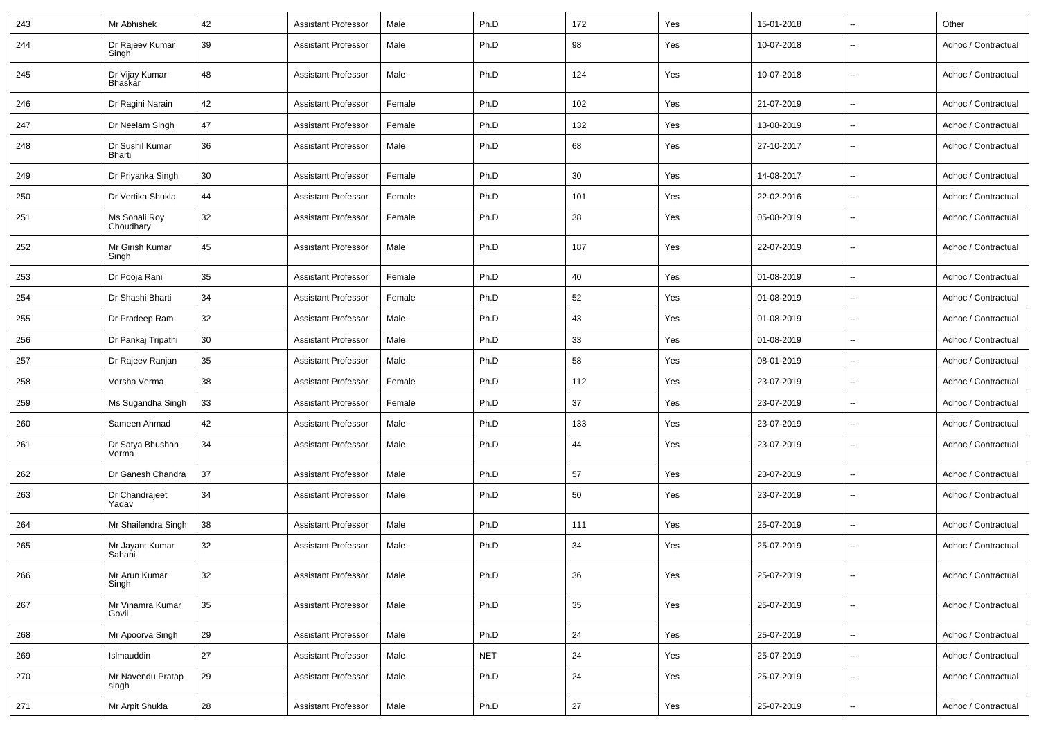| 243 | Mr Abhishek | 42 | Assistant Professor | Male | Ph.D | 172 | Yes | 15-01-2018 | -- | Other |
|---|---|---|---|---|---|---|---|---|---|---|
| 244 | Dr Rajeev Kumar Singh | 39 | Assistant Professor | Male | Ph.D | 98 | Yes | 10-07-2018 | -- | Adhoc / Contractual |
| 245 | Dr Vijay Kumar Bhaskar | 48 | Assistant Professor | Male | Ph.D | 124 | Yes | 10-07-2018 | -- | Adhoc / Contractual |
| 246 | Dr Ragini Narain | 42 | Assistant Professor | Female | Ph.D | 102 | Yes | 21-07-2019 | -- | Adhoc / Contractual |
| 247 | Dr Neelam Singh | 47 | Assistant Professor | Female | Ph.D | 132 | Yes | 13-08-2019 | -- | Adhoc / Contractual |
| 248 | Dr Sushil Kumar Bharti | 36 | Assistant Professor | Male | Ph.D | 68 | Yes | 27-10-2017 | -- | Adhoc / Contractual |
| 249 | Dr Priyanka Singh | 30 | Assistant Professor | Female | Ph.D | 30 | Yes | 14-08-2017 | -- | Adhoc / Contractual |
| 250 | Dr Vertika Shukla | 44 | Assistant Professor | Female | Ph.D | 101 | Yes | 22-02-2016 | -- | Adhoc / Contractual |
| 251 | Ms Sonali Roy Choudhary | 32 | Assistant Professor | Female | Ph.D | 38 | Yes | 05-08-2019 | -- | Adhoc / Contractual |
| 252 | Mr Girish Kumar Singh | 45 | Assistant Professor | Male | Ph.D | 187 | Yes | 22-07-2019 | -- | Adhoc / Contractual |
| 253 | Dr Pooja Rani | 35 | Assistant Professor | Female | Ph.D | 40 | Yes | 01-08-2019 | -- | Adhoc / Contractual |
| 254 | Dr Shashi Bharti | 34 | Assistant Professor | Female | Ph.D | 52 | Yes | 01-08-2019 | -- | Adhoc / Contractual |
| 255 | Dr Pradeep Ram | 32 | Assistant Professor | Male | Ph.D | 43 | Yes | 01-08-2019 | -- | Adhoc / Contractual |
| 256 | Dr Pankaj Tripathi | 30 | Assistant Professor | Male | Ph.D | 33 | Yes | 01-08-2019 | -- | Adhoc / Contractual |
| 257 | Dr Rajeev Ranjan | 35 | Assistant Professor | Male | Ph.D | 58 | Yes | 08-01-2019 | -- | Adhoc / Contractual |
| 258 | Versha Verma | 38 | Assistant Professor | Female | Ph.D | 112 | Yes | 23-07-2019 | -- | Adhoc / Contractual |
| 259 | Ms Sugandha Singh | 33 | Assistant Professor | Female | Ph.D | 37 | Yes | 23-07-2019 | -- | Adhoc / Contractual |
| 260 | Sameen Ahmad | 42 | Assistant Professor | Male | Ph.D | 133 | Yes | 23-07-2019 | -- | Adhoc / Contractual |
| 261 | Dr Satya Bhushan Verma | 34 | Assistant Professor | Male | Ph.D | 44 | Yes | 23-07-2019 | -- | Adhoc / Contractual |
| 262 | Dr Ganesh Chandra | 37 | Assistant Professor | Male | Ph.D | 57 | Yes | 23-07-2019 | -- | Adhoc / Contractual |
| 263 | Dr Chandrajeet Yadav | 34 | Assistant Professor | Male | Ph.D | 50 | Yes | 23-07-2019 | -- | Adhoc / Contractual |
| 264 | Mr Shailendra Singh | 38 | Assistant Professor | Male | Ph.D | 111 | Yes | 25-07-2019 | -- | Adhoc / Contractual |
| 265 | Mr Jayant Kumar Sahani | 32 | Assistant Professor | Male | Ph.D | 34 | Yes | 25-07-2019 | -- | Adhoc / Contractual |
| 266 | Mr Arun Kumar Singh | 32 | Assistant Professor | Male | Ph.D | 36 | Yes | 25-07-2019 | -- | Adhoc / Contractual |
| 267 | Mr Vinamra Kumar Govil | 35 | Assistant Professor | Male | Ph.D | 35 | Yes | 25-07-2019 | -- | Adhoc / Contractual |
| 268 | Mr Apoorva Singh | 29 | Assistant Professor | Male | Ph.D | 24 | Yes | 25-07-2019 | -- | Adhoc / Contractual |
| 269 | Islmauddin | 27 | Assistant Professor | Male | NET | 24 | Yes | 25-07-2019 | -- | Adhoc / Contractual |
| 270 | Mr Navendu Pratap singh | 29 | Assistant Professor | Male | Ph.D | 24 | Yes | 25-07-2019 | -- | Adhoc / Contractual |
| 271 | Mr Arpit Shukla | 28 | Assistant Professor | Male | Ph.D | 27 | Yes | 25-07-2019 | -- | Adhoc / Contractual |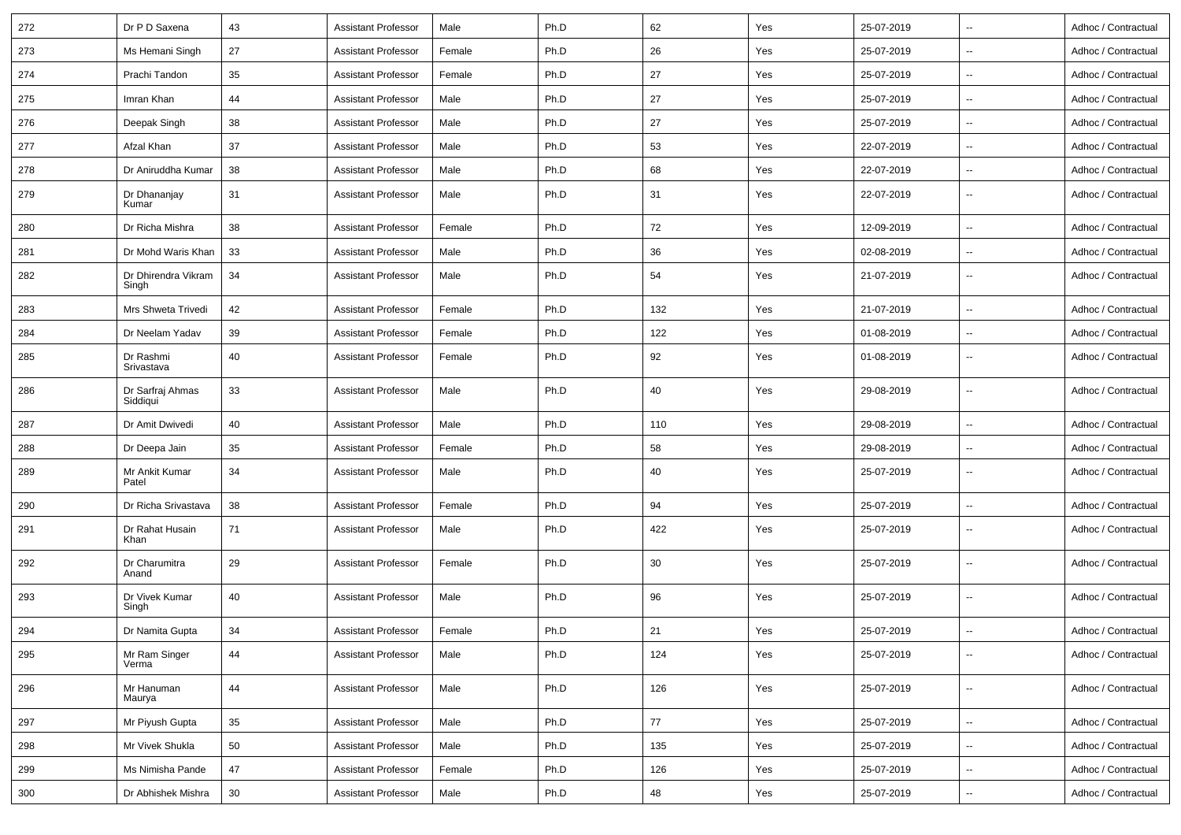| 272 | Dr P D Saxena | 43 | Assistant Professor | Male | Ph.D | 62 | Yes | 25-07-2019 | -- | Adhoc / Contractual |
|---|---|---|---|---|---|---|---|---|---|---|
| 273 | Ms Hemani Singh | 27 | Assistant Professor | Female | Ph.D | 26 | Yes | 25-07-2019 | -- | Adhoc / Contractual |
| 274 | Prachi Tandon | 35 | Assistant Professor | Female | Ph.D | 27 | Yes | 25-07-2019 | -- | Adhoc / Contractual |
| 275 | Imran Khan | 44 | Assistant Professor | Male | Ph.D | 27 | Yes | 25-07-2019 | -- | Adhoc / Contractual |
| 276 | Deepak Singh | 38 | Assistant Professor | Male | Ph.D | 27 | Yes | 25-07-2019 | -- | Adhoc / Contractual |
| 277 | Afzal Khan | 37 | Assistant Professor | Male | Ph.D | 53 | Yes | 22-07-2019 | -- | Adhoc / Contractual |
| 278 | Dr Aniruddha Kumar | 38 | Assistant Professor | Male | Ph.D | 68 | Yes | 22-07-2019 | -- | Adhoc / Contractual |
| 279 | Dr Dhananjay Kumar | 31 | Assistant Professor | Male | Ph.D | 31 | Yes | 22-07-2019 | -- | Adhoc / Contractual |
| 280 | Dr Richa Mishra | 38 | Assistant Professor | Female | Ph.D | 72 | Yes | 12-09-2019 | -- | Adhoc / Contractual |
| 281 | Dr Mohd Waris Khan | 33 | Assistant Professor | Male | Ph.D | 36 | Yes | 02-08-2019 | -- | Adhoc / Contractual |
| 282 | Dr Dhirendra Vikram Singh | 34 | Assistant Professor | Male | Ph.D | 54 | Yes | 21-07-2019 | -- | Adhoc / Contractual |
| 283 | Mrs Shweta Trivedi | 42 | Assistant Professor | Female | Ph.D | 132 | Yes | 21-07-2019 | -- | Adhoc / Contractual |
| 284 | Dr Neelam Yadav | 39 | Assistant Professor | Female | Ph.D | 122 | Yes | 01-08-2019 | -- | Adhoc / Contractual |
| 285 | Dr Rashmi Srivastava | 40 | Assistant Professor | Female | Ph.D | 92 | Yes | 01-08-2019 | -- | Adhoc / Contractual |
| 286 | Dr Sarfraj Ahmas Siddiqui | 33 | Assistant Professor | Male | Ph.D | 40 | Yes | 29-08-2019 | -- | Adhoc / Contractual |
| 287 | Dr Amit Dwivedi | 40 | Assistant Professor | Male | Ph.D | 110 | Yes | 29-08-2019 | -- | Adhoc / Contractual |
| 288 | Dr Deepa Jain | 35 | Assistant Professor | Female | Ph.D | 58 | Yes | 29-08-2019 | -- | Adhoc / Contractual |
| 289 | Mr Ankit Kumar Patel | 34 | Assistant Professor | Male | Ph.D | 40 | Yes | 25-07-2019 | -- | Adhoc / Contractual |
| 290 | Dr Richa Srivastava | 38 | Assistant Professor | Female | Ph.D | 94 | Yes | 25-07-2019 | -- | Adhoc / Contractual |
| 291 | Dr Rahat Husain Khan | 71 | Assistant Professor | Male | Ph.D | 422 | Yes | 25-07-2019 | -- | Adhoc / Contractual |
| 292 | Dr Charumitra Anand | 29 | Assistant Professor | Female | Ph.D | 30 | Yes | 25-07-2019 | -- | Adhoc / Contractual |
| 293 | Dr Vivek Kumar Singh | 40 | Assistant Professor | Male | Ph.D | 96 | Yes | 25-07-2019 | -- | Adhoc / Contractual |
| 294 | Dr Namita Gupta | 34 | Assistant Professor | Female | Ph.D | 21 | Yes | 25-07-2019 | -- | Adhoc / Contractual |
| 295 | Mr Ram Singer Verma | 44 | Assistant Professor | Male | Ph.D | 124 | Yes | 25-07-2019 | -- | Adhoc / Contractual |
| 296 | Mr Hanuman Maurya | 44 | Assistant Professor | Male | Ph.D | 126 | Yes | 25-07-2019 | -- | Adhoc / Contractual |
| 297 | Mr Piyush Gupta | 35 | Assistant Professor | Male | Ph.D | 77 | Yes | 25-07-2019 | -- | Adhoc / Contractual |
| 298 | Mr Vivek Shukla | 50 | Assistant Professor | Male | Ph.D | 135 | Yes | 25-07-2019 | -- | Adhoc / Contractual |
| 299 | Ms Nimisha Pande | 47 | Assistant Professor | Female | Ph.D | 126 | Yes | 25-07-2019 | -- | Adhoc / Contractual |
| 300 | Dr Abhishek Mishra | 30 | Assistant Professor | Male | Ph.D | 48 | Yes | 25-07-2019 | -- | Adhoc / Contractual |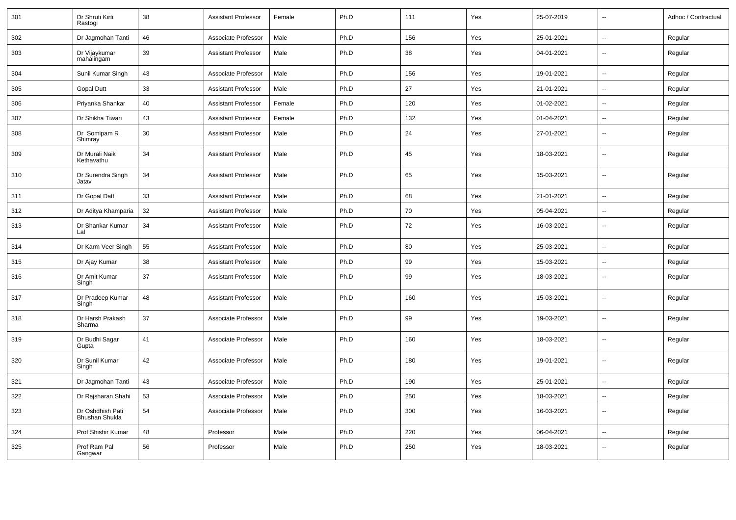| | | | | | | | | | | |
|---|---|---|---|---|---|---|---|---|---|---|
| 301 | Dr Shruti Kirti Rastogi | 38 | Assistant Professor | Female | Ph.D | 111 | Yes | 25-07-2019 | -- | Adhoc / Contractual |
| 302 | Dr Jagmohan Tanti | 46 | Associate Professor | Male | Ph.D | 156 | Yes | 25-01-2021 | -- | Regular |
| 303 | Dr Vijaykumar mahalingam | 39 | Assistant Professor | Male | Ph.D | 38 | Yes | 04-01-2021 | -- | Regular |
| 304 | Sunil Kumar Singh | 43 | Associate Professor | Male | Ph.D | 156 | Yes | 19-01-2021 | -- | Regular |
| 305 | Gopal Dutt | 33 | Assistant Professor | Male | Ph.D | 27 | Yes | 21-01-2021 | -- | Regular |
| 306 | Priyanka Shankar | 40 | Assistant Professor | Female | Ph.D | 120 | Yes | 01-02-2021 | -- | Regular |
| 307 | Dr Shikha Tiwari | 43 | Assistant Professor | Female | Ph.D | 132 | Yes | 01-04-2021 | -- | Regular |
| 308 | Dr Somipam R Shimray | 30 | Assistant Professor | Male | Ph.D | 24 | Yes | 27-01-2021 | -- | Regular |
| 309 | Dr Murali Naik Kethavathu | 34 | Assistant Professor | Male | Ph.D | 45 | Yes | 18-03-2021 | -- | Regular |
| 310 | Dr Surendra Singh Jatav | 34 | Assistant Professor | Male | Ph.D | 65 | Yes | 15-03-2021 | -- | Regular |
| 311 | Dr Gopal Datt | 33 | Assistant Professor | Male | Ph.D | 68 | Yes | 21-01-2021 | -- | Regular |
| 312 | Dr Aditya Khamparia | 32 | Assistant Professor | Male | Ph.D | 70 | Yes | 05-04-2021 | -- | Regular |
| 313 | Dr Shankar Kumar Lal | 34 | Assistant Professor | Male | Ph.D | 72 | Yes | 16-03-2021 | -- | Regular |
| 314 | Dr Karm Veer Singh | 55 | Assistant Professor | Male | Ph.D | 80 | Yes | 25-03-2021 | -- | Regular |
| 315 | Dr Ajay Kumar | 38 | Assistant Professor | Male | Ph.D | 99 | Yes | 15-03-2021 | -- | Regular |
| 316 | Dr Amit Kumar Singh | 37 | Assistant Professor | Male | Ph.D | 99 | Yes | 18-03-2021 | -- | Regular |
| 317 | Dr Pradeep Kumar Singh | 48 | Assistant Professor | Male | Ph.D | 160 | Yes | 15-03-2021 | -- | Regular |
| 318 | Dr Harsh Prakash Sharma | 37 | Associate Professor | Male | Ph.D | 99 | Yes | 19-03-2021 | -- | Regular |
| 319 | Dr Budhi Sagar Gupta | 41 | Associate Professor | Male | Ph.D | 160 | Yes | 18-03-2021 | -- | Regular |
| 320 | Dr Sunil Kumar Singh | 42 | Associate Professor | Male | Ph.D | 180 | Yes | 19-01-2021 | -- | Regular |
| 321 | Dr Jagmohan Tanti | 43 | Associate Professor | Male | Ph.D | 190 | Yes | 25-01-2021 | -- | Regular |
| 322 | Dr Rajsharan Shahi | 53 | Associate Professor | Male | Ph.D | 250 | Yes | 18-03-2021 | -- | Regular |
| 323 | Dr Oshdhish Pati Bhushan Shukla | 54 | Associate Professor | Male | Ph.D | 300 | Yes | 16-03-2021 | -- | Regular |
| 324 | Prof Shishir Kumar | 48 | Professor | Male | Ph.D | 220 | Yes | 06-04-2021 | -- | Regular |
| 325 | Prof Ram Pal Gangwar | 56 | Professor | Male | Ph.D | 250 | Yes | 18-03-2021 | -- | Regular |